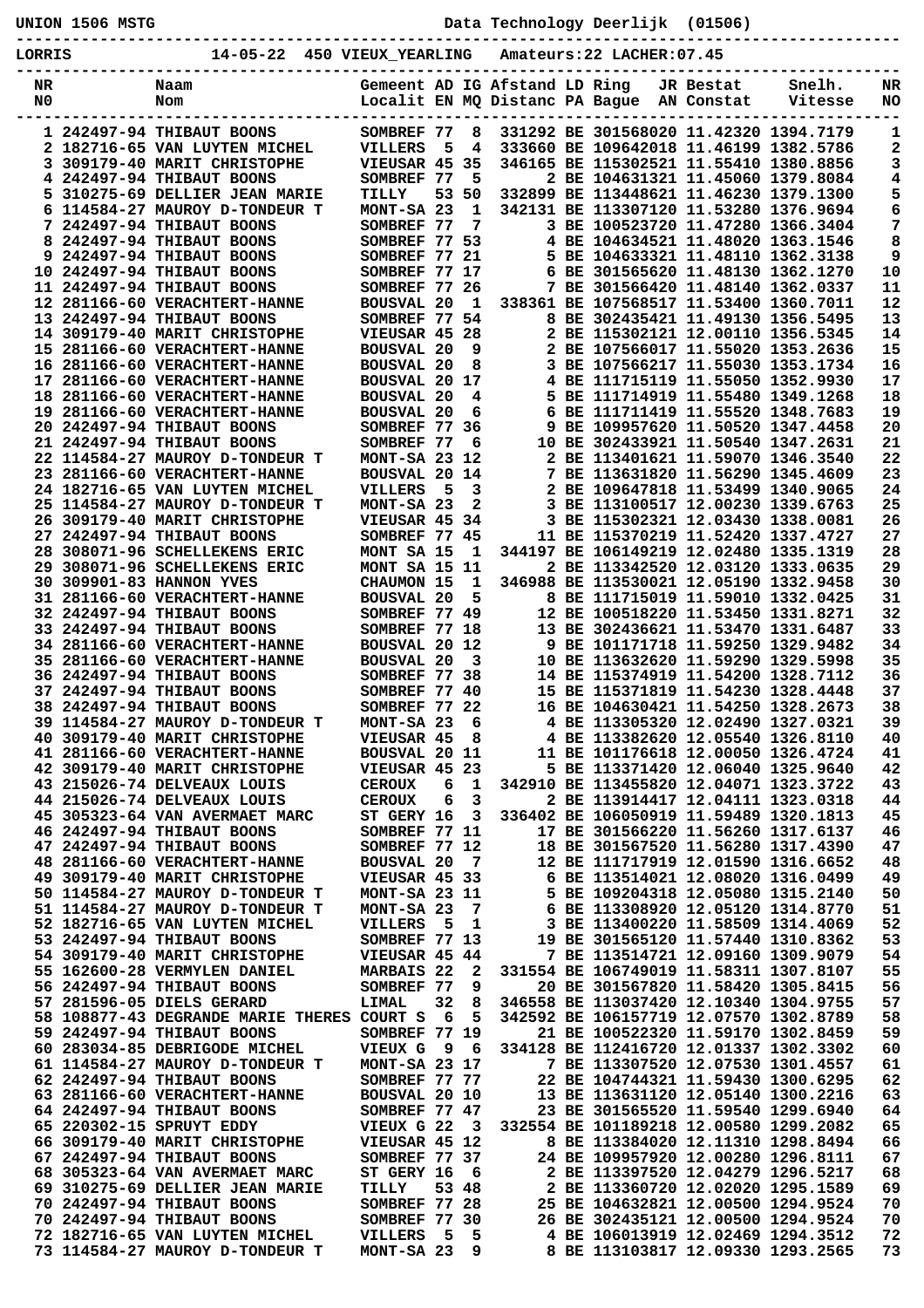UNION 1506 MSTG                                    Data Technology Deerlijk (01506)

LORRIS    14-05-22  450 VIEUX_YEARLING   Amateurs:22 LACHER:07.45

| NR<br>N0 | Naam<br>Nom | Gemeent<br>Localit | AD<br>EN | IG<br>MQ | Afstand<br>Distanc | LD<br>PA | Ring<br>Bague | JR<br>AN | Bestat<br>Constat | Snelh.<br>Vitesse | NR<br>NO |
|---|---|---|---|---|---|---|---|---|---|---|---|
| 1 | 242497-94 THIBAUT BOONS | SOMBREF | 77 | 8 | 331292 | BE | 3015680 | 20 | 11.42320 | 1394.7179 | 1 |
| 2 | 182716-65 VAN LUYTEN MICHEL | VILLERS | 5 | 4 | 333660 | BE | 1096420 | 18 | 11.46199 | 1382.5786 | 2 |
| 3 | 309179-40 MARIT CHRISTOPHE | VIEUSAR | 45 | 35 | 346165 | BE | 1153025 | 21 | 11.55410 | 1380.8856 | 3 |
| 4 | 242497-94 THIBAUT BOONS | SOMBREF | 77 | 5 | 2 | BE | 1046313 | 21 | 11.45060 | 1379.8084 | 4 |
| 5 | 310275-69 DELLIER JEAN MARIE | TILLY | 53 | 50 | 332899 | BE | 1134486 | 21 | 11.46280 | 1379.1300 | 5 |
| 6 | 114584-27 MAUROY D-TONDEUR T | MONT-SA | 23 | 1 | 342131 | BE | 1133071 | 20 | 11.53280 | 1376.9694 | 6 |
| 7 | 242497-94 THIBAUT BOONS | SOMBREF | 77 | 7 | 3 | BE | 1005237 | 20 | 11.47280 | 1366.3404 | 7 |
| 8 | 242497-94 THIBAUT BOONS | SOMBREF | 77 | 53 | 4 | BE | 1046345 | 21 | 11.48020 | 1363.1546 | 8 |
| 9 | 242497-94 THIBAUT BOONS | SOMBREF | 77 | 21 | 5 | BE | 1046333 | 21 | 11.48110 | 1362.3138 | 9 |
| 10 | 242497-94 THIBAUT BOONS | SOMBREF | 77 | 17 | 6 | BE | 3015656 | 20 | 11.48130 | 1362.1270 | 10 |
| 11 | 242497-94 THIBAUT BOONS | SOMBREF | 77 | 26 | 7 | BE | 3015664 | 20 | 11.48140 | 1362.0337 | 11 |
| 12 | 281166-60 VERACHTERT-HANNE | BOUSVAL | 20 | 1 | 338361 | BE | 1075685 | 17 | 11.53400 | 1360.7011 | 12 |
| 13 | 242497-94 THIBAUT BOONS | SOMBREF | 77 | 54 | 8 | BE | 3024354 | 21 | 11.49130 | 1356.5495 | 13 |
| 14 | 309179-40 MARIT CHRISTOPHE | VIEUSAR | 45 | 28 | 2 | BE | 1153021 | 21 | 12.00110 | 1356.5345 | 14 |
| 15 | 281166-60 VERACHTERT-HANNE | BOUSVAL | 20 | 9 | 2 | BE | 1075660 | 17 | 11.55020 | 1353.2636 | 15 |
| 16 | 281166-60 VERACHTERT-HANNE | BOUSVAL | 20 | 8 | 3 | BE | 1075662 | 17 | 11.55030 | 1353.1734 | 16 |
| 17 | 281166-60 VERACHTERT-HANNE | BOUSVAL | 20 | 17 | 4 | BE | 1117151 | 19 | 11.55050 | 1352.9930 | 17 |
| 18 | 281166-60 VERACHTERT-HANNE | BOUSVAL | 20 | 4 | 5 | BE | 1117148 | 19 | 11.55480 | 1349.1268 | 18 |
| 19 | 281166-60 VERACHTERT-HANNE | BOUSVAL | 20 | 6 | 6 | BE | 1117114 | 19 | 11.55520 | 1348.7683 | 19 |
| 20 | 242497-94 THIBAUT BOONS | SOMBREF | 77 | 36 | 9 | BE | 1099576 | 20 | 11.50520 | 1347.4458 | 20 |
| 21 | 242497-94 THIBAUT BOONS | SOMBREF | 77 | 6 | 10 | BE | 3024339 | 21 | 11.50540 | 1347.2631 | 21 |
| 22 | 114584-27 MAUROY D-TONDEUR T | MONT-SA | 23 | 12 | 2 | BE | 1134016 | 21 | 11.59070 | 1346.3540 | 22 |
| 23 | 281166-60 VERACHTERT-HANNE | BOUSVAL | 20 | 14 | 7 | BE | 1136318 | 20 | 11.56290 | 1345.4609 | 23 |
| 24 | 182716-65 VAN LUYTEN MICHEL | VILLERS | 5 | 3 | 2 | BE | 1096478 | 18 | 11.53499 | 1340.9065 | 24 |
| 25 | 114584-27 MAUROY D-TONDEUR T | MONT-SA | 23 | 2 | 3 | BE | 1131005 | 17 | 12.00230 | 1339.6763 | 25 |
| 26 | 309179-40 MARIT CHRISTOPHE | VIEUSAR | 45 | 34 | 3 | BE | 1153022 | 21 | 12.03430 | 1338.0081 | 26 |
| 27 | 242497-94 THIBAUT BOONS | SOMBREF | 77 | 45 | 11 | BE | 1153702 | 19 | 11.52420 | 1337.4727 | 27 |
| 28 | 308071-96 SCHELLEKENS ERIC | MONT SA | 15 | 1 | 344197 | BE | 1061492 | 19 | 12.02480 | 1335.1319 | 28 |
| 29 | 308071-96 SCHELLEKENS ERIC | MONT SA | 15 | 11 | 2 | BE | 1133425 | 20 | 12.03120 | 1333.0635 | 29 |
| 30 | 309901-83 HANNON YVES | CHAUMON | 15 | 1 | 346988 | BE | 1135300 | 21 | 12.05190 | 1332.9458 | 30 |
| 31 | 281166-60 VERACHTERT-HANNE | BOUSVAL | 20 | 5 | 8 | BE | 1117150 | 19 | 11.59010 | 1332.0425 | 31 |
| 32 | 242497-94 THIBAUT BOONS | SOMBREF | 77 | 49 | 12 | BE | 1005182 | 20 | 11.53450 | 1331.8271 | 32 |
| 33 | 242497-94 THIBAUT BOONS | SOMBREF | 77 | 18 | 13 | BE | 3024366 | 21 | 11.53470 | 1331.6487 | 33 |
| 34 | 281166-60 VERACHTERT-HANNE | BOUSVAL | 20 | 12 | 9 | BE | 1011717 | 18 | 11.59250 | 1329.9482 | 34 |
| 35 | 281166-60 VERACHTERT-HANNE | BOUSVAL | 20 | 3 | 10 | BE | 1136326 | 20 | 11.59290 | 1329.5998 | 35 |
| 36 | 242497-94 THIBAUT BOONS | SOMBREF | 77 | 38 | 14 | BE | 1153749 | 19 | 11.54200 | 1328.7112 | 36 |
| 37 | 242497-94 THIBAUT BOONS | SOMBREF | 77 | 40 | 15 | BE | 1153718 | 19 | 11.54230 | 1328.4448 | 37 |
| 38 | 242497-94 THIBAUT BOONS | SOMBREF | 77 | 22 | 16 | BE | 1046304 | 21 | 11.54250 | 1328.2673 | 38 |
| 39 | 114584-27 MAUROY D-TONDEUR T | MONT-SA | 23 | 6 | 4 | BE | 1133053 | 20 | 12.02490 | 1327.0321 | 39 |
| 40 | 309179-40 MARIT CHRISTOPHE | VIEUSAR | 45 | 8 | 4 | BE | 1133826 | 20 | 12.05540 | 1326.8110 | 40 |
| 41 | 281166-60 VERACHTERT-HANNE | BOUSVAL | 20 | 11 | 11 | BE | 1011766 | 18 | 12.00050 | 1326.4724 | 41 |
| 42 | 309179-40 MARIT CHRISTOPHE | VIEUSAR | 45 | 23 | 5 | BE | 1133714 | 20 | 12.06040 | 1325.9640 | 42 |
| 43 | 215026-74 DELVEAUX LOUIS | CEROUX | 6 | 1 | 342910 | BE | 1134558 | 20 | 12.04071 | 1323.3722 | 43 |
| 44 | 215026-74 DELVEAUX LOUIS | CEROUX | 6 | 3 | 2 | BE | 1139144 | 17 | 12.04111 | 1323.0318 | 44 |
| 45 | 305323-64 VAN AVERMAET MARC | ST GERY | 16 | 3 | 336402 | BE | 1060509 | 19 | 11.59489 | 1320.1813 | 45 |
| 46 | 242497-94 THIBAUT BOONS | SOMBREF | 77 | 11 | 17 | BE | 3015662 | 20 | 11.56260 | 1317.6137 | 46 |
| 47 | 242497-94 THIBAUT BOONS | SOMBREF | 77 | 12 | 18 | BE | 3015675 | 20 | 11.56280 | 1317.4390 | 47 |
| 48 | 281166-60 VERACHTERT-HANNE | BOUSVAL | 20 | 7 | 12 | BE | 1117179 | 19 | 12.01590 | 1316.6652 | 48 |
| 49 | 309179-40 MARIT CHRISTOPHE | VIEUSAR | 45 | 33 | 6 | BE | 1135140 | 21 | 12.08020 | 1316.0499 | 49 |
| 50 | 114584-27 MAUROY D-TONDEUR T | MONT-SA | 23 | 11 | 5 | BE | 1092043 | 18 | 12.05080 | 1315.2140 | 50 |
| 51 | 114584-27 MAUROY D-TONDEUR T | MONT-SA | 23 | 7 | 6 | BE | 1133089 | 20 | 12.05120 | 1314.8770 | 51 |
| 52 | 182716-65 VAN LUYTEN MICHEL | VILLERS | 5 | 1 | 3 | BE | 1134002 | 20 | 11.58509 | 1314.4069 | 52 |
| 53 | 242497-94 THIBAUT BOONS | SOMBREF | 77 | 13 | 19 | BE | 3015651 | 20 | 11.57440 | 1310.8362 | 53 |
| 54 | 309179-40 MARIT CHRISTOPHE | VIEUSAR | 45 | 44 | 7 | BE | 1135147 | 21 | 12.09160 | 1309.9079 | 54 |
| 55 | 162600-28 VERMYLEN DANIEL | MARBAIS | 22 | 2 | 331554 | BE | 1067490 | 19 | 11.58311 | 1307.8107 | 55 |
| 56 | 242497-94 THIBAUT BOONS | SOMBREF | 77 | 9 | 20 | BE | 3015678 | 20 | 11.58420 | 1305.8415 | 56 |
| 57 | 281596-05 DIELS GERARD | LIMAL | 32 | 8 | 346558 | BE | 1130374 | 20 | 12.10340 | 1304.9755 | 57 |
| 58 | 108877-43 DEGRANDE MARIE THERES | COURT S | 6 | 5 | 342592 | BE | 1061577 | 19 | 12.07570 | 1302.8789 | 58 |
| 59 | 242497-94 THIBAUT BOONS | SOMBREF | 77 | 19 | 21 | BE | 1005223 | 20 | 11.59170 | 1302.8459 | 59 |
| 60 | 283034-85 DEBRIGODE MICHEL | VIEUX G | 9 | 6 | 334128 | BE | 1124167 | 20 | 12.01337 | 1302.3302 | 60 |
| 61 | 114584-27 MAUROY D-TONDEUR T | MONT-SA | 23 | 17 | 7 | BE | 1133075 | 20 | 12.07530 | 1301.4557 | 61 |
| 62 | 242497-94 THIBAUT BOONS | SOMBREF | 77 | 77 | 22 | BE | 1047443 | 21 | 11.59430 | 1300.6295 | 62 |
| 63 | 281166-60 VERACHTERT-HANNE | BOUSVAL | 20 | 10 | 13 | BE | 1136311 | 20 | 12.05140 | 1300.2216 | 63 |
| 64 | 242497-94 THIBAUT BOONS | SOMBREF | 77 | 47 | 23 | BE | 3015655 | 20 | 11.59540 | 1299.6940 | 64 |
| 65 | 220302-15 SPRUYT EDDY | VIEUX G | 22 | 3 | 332554 | BE | 1011898 | 18 | 12.00580 | 1299.2082 | 65 |
| 66 | 309179-40 MARIT CHRISTOPHE | VIEUSAR | 45 | 12 | 8 | BE | 1133840 | 20 | 12.11310 | 1298.8494 | 66 |
| 67 | 242497-94 THIBAUT BOONS | SOMBREF | 77 | 37 | 24 | BE | 1099579 | 20 | 12.00280 | 1296.8111 | 67 |
| 68 | 305323-64 VAN AVERMAET MARC | ST GERY | 16 | 6 | 2 | BE | 1133975 | 20 | 12.04279 | 1296.5217 | 68 |
| 69 | 310275-69 DELLIER JEAN MARIE | TILLY | 53 | 48 | 2 | BE | 1133607 | 20 | 12.02020 | 1295.1589 | 69 |
| 70 | 242497-94 THIBAUT BOONS | SOMBREF | 77 | 28 | 25 | BE | 1046328 | 21 | 12.00500 | 1294.9524 | 70 |
| 70 | 242497-94 THIBAUT BOONS | SOMBREF | 77 | 30 | 26 | BE | 3024351 | 21 | 12.00500 | 1294.9524 | 70 |
| 72 | 182716-65 VAN LUYTEN MICHEL | VILLERS | 5 | 5 | 4 | BE | 1060139 | 19 | 12.02469 | 1294.3512 | 72 |
| 73 | 114584-27 MAUROY D-TONDEUR T | MONT-SA | 23 | 9 | 8 | BE | 1131038 | 17 | 12.09330 | 1293.2565 | 73 |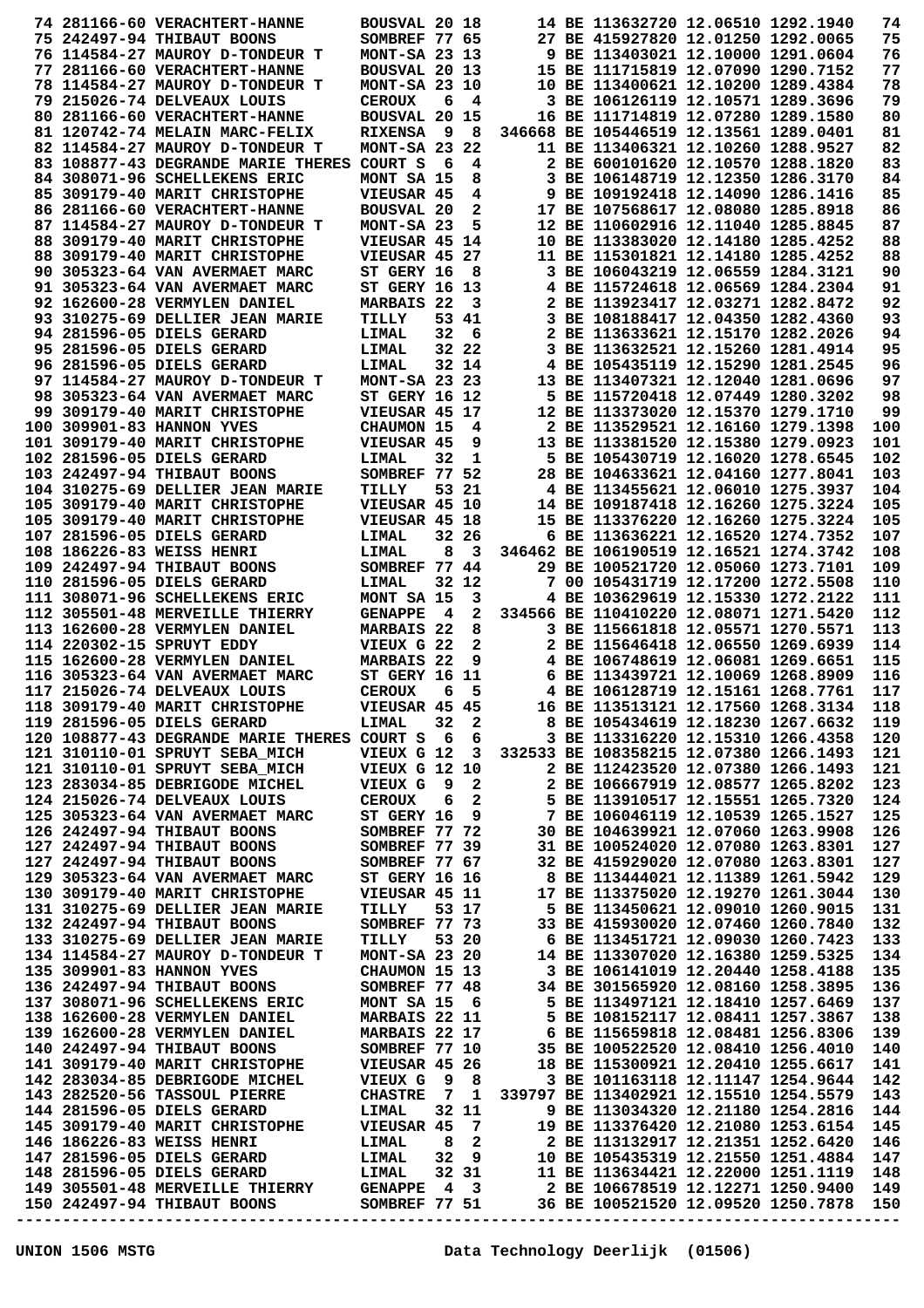```
 74 281166-60 VERACHTERT-HANNE      BOUSVAL 20 18       14 BE 113632720 12.06510 1292.1940    74
 75 242497-94 THIBAUT BOONS         SOMBREF 77 65       27 BE 415927820 12.01250 1292.0065    75
 76 114584-27 MAUROY D-TONDEUR T    MONT-SA 23 13        9 BE 113403021 12.10000 1291.0604    76
 77 281166-60 VERACHTERT-HANNE      BOUSVAL 20 13       15 BE 111715819 12.07090 1290.7152    77
 78 114584-27 MAUROY D-TONDEUR T    MONT-SA 23 10       10 BE 113400621 12.10200 1289.4384    78
 79 215026-74 DELVEAUX LOUIS        CEROUX   6  4        3 BE 106126119 12.10571 1289.3696    79
 80 281166-60 VERACHTERT-HANNE      BOUSVAL 20 15       16 BE 111714819 12.07280 1289.1580    80
 81 120742-74 MELAIN MARC-FELIX     RIXENSA  9  8   346668 BE 105446519 12.13561 1289.0401    81
 82 114584-27 MAUROY D-TONDEUR T    MONT-SA 23 22       11 BE 113406321 12.10260 1288.9527    82
 83 108877-43 DEGRANDE MARIE THERES COURT S  6  4        2 BE 600101620 12.10570 1288.1820    83
 84 308071-96 SCHELLEKENS ERIC      MONT SA 15  8        3 BE 106148719 12.12350 1286.3170    84
 85 309179-40 MARIT CHRISTOPHE      VIEUSAR 45  4        9 BE 109192418 12.14090 1286.1416    85
 86 281166-60 VERACHTERT-HANNE      BOUSVAL 20  2       17 BE 107568617 12.08080 1285.8918    86
 87 114584-27 MAUROY D-TONDEUR T    MONT-SA 23  5       12 BE 110602916 12.11040 1285.8845    87
 88 309179-40 MARIT CHRISTOPHE      VIEUSAR 45 14       10 BE 113383020 12.14180 1285.4252    88
 88 309179-40 MARIT CHRISTOPHE      VIEUSAR 45 27       11 BE 115301821 12.14180 1285.4252    88
 90 305323-64 VAN AVERMAET MARC     ST GERY 16  8        3 BE 106043219 12.06559 1284.3121    90
 91 305323-64 VAN AVERMAET MARC     ST GERY 16 13        4 BE 115724618 12.06569 1284.2304    91
 92 162600-28 VERMYLEN DANIEL       MARBAIS 22  3        2 BE 113923417 12.03271 1282.8472    92
 93 310275-69 DELLIER JEAN MARIE    TILLY    53 41       3 BE 108188417 12.04350 1282.4360    93
 94 281596-05 DIELS GERARD          LIMAL    32  6       2 BE 113633621 12.15170 1282.2026    94
 95 281596-05 DIELS GERARD          LIMAL    32 22       3 BE 113632521 12.15260 1281.4914    95
 96 281596-05 DIELS GERARD          LIMAL    32 14       4 BE 105435119 12.15290 1281.2545    96
 97 114584-27 MAUROY D-TONDEUR T    MONT-SA 23 23       13 BE 113407321 12.12040 1281.0696    97
 98 305323-64 VAN AVERMAET MARC     ST GERY 16 12        5 BE 115720418 12.07449 1280.3202    98
 99 309179-40 MARIT CHRISTOPHE      VIEUSAR 45 17       12 BE 113373020 12.15370 1279.1710    99
100 309901-83 HANNON YVES           CHAUMON 15  4        2 BE 113529521 12.16160 1279.1398   100
101 309179-40 MARIT CHRISTOPHE      VIEUSAR 45  9       13 BE 113381520 12.15380 1279.0923   101
102 281596-05 DIELS GERARD          LIMAL    32  1       5 BE 105430719 12.16020 1278.6545   102
103 242497-94 THIBAUT BOONS         SOMBREF 77 52       28 BE 104633621 12.04160 1277.8041   103
104 310275-69 DELLIER JEAN MARIE    TILLY    53 21       4 BE 113455621 12.06010 1275.3937   104
105 309179-40 MARIT CHRISTOPHE      VIEUSAR 45 10       14 BE 109187418 12.16260 1275.3224   105
105 309179-40 MARIT CHRISTOPHE      VIEUSAR 45 18       15 BE 113376220 12.16260 1275.3224   105
107 281596-05 DIELS GERARD          LIMAL    32 26       6 BE 113636221 12.16520 1274.7352   107
108 186226-83 WEISS HENRI           LIMAL     8  3  346462 BE 106190519 12.16521 1274.3742   108
109 242497-94 THIBAUT BOONS         SOMBREF 77 44       29 BE 100521720 12.05060 1273.7101   109
110 281596-05 DIELS GERARD          LIMAL    32 12       7 00 105431719 12.17200 1272.5508   110
111 308071-96 SCHELLEKENS ERIC      MONT SA 15  3        4 BE 103629619 12.15330 1272.2122   111
112 305501-48 MERVEILLE THIERRY     GENAPPE  4  2   334566 BE 110410220 12.08071 1271.5420   112
113 162600-28 VERMYLEN DANIEL       MARBAIS 22  8        3 BE 115661818 12.05571 1270.5571   113
114 220302-15 SPRUYT EDDY           VIEUX G 22  2        2 BE 115646418 12.06550 1269.6939   114
115 162600-28 VERMYLEN DANIEL       MARBAIS 22  9        4 BE 106748619 12.06081 1269.6651   115
116 305323-64 VAN AVERMAET MARC     ST GERY 16 11        6 BE 113439721 12.10069 1268.8909   116
117 215026-74 DELVEAUX LOUIS        CEROUX   6  5        4 BE 106128719 12.15161 1268.7761   117
118 309179-40 MARIT CHRISTOPHE      VIEUSAR 45 45       16 BE 113513121 12.17560 1268.3134   118
119 281596-05 DIELS GERARD          LIMAL    32  2       8 BE 105434619 12.18230 1267.6632   119
120 108877-43 DEGRANDE MARIE THERES COURT S  6  6        3 BE 113316220 12.15310 1266.4358   120
121 310110-01 SPRUYT SEBA_MICH      VIEUX G 12  3   332533 BE 108358215 12.07380 1266.1493   121
121 310110-01 SPRUYT SEBA_MICH      VIEUX G 12 10        2 BE 112423520 12.07380 1266.1493   121
123 283034-85 DEBRIGODE MICHEL      VIEUX G  9  2        2 BE 106667919 12.08577 1265.8202   123
124 215026-74 DELVEAUX LOUIS        CEROUX   6  2        5 BE 113910517 12.15551 1265.7320   124
125 305323-64 VAN AVERMAET MARC     ST GERY 16  9        7 BE 106046119 12.10539 1265.1527   125
126 242497-94 THIBAUT BOONS         SOMBREF 77 72       30 BE 104639921 12.07060 1263.9908   126
127 242497-94 THIBAUT BOONS         SOMBREF 77 39       31 BE 100524020 12.07080 1263.8301   127
127 242497-94 THIBAUT BOONS         SOMBREF 77 67       32 BE 415929020 12.07080 1263.8301   127
129 305323-64 VAN AVERMAET MARC     ST GERY 16 16        8 BE 113444021 12.11389 1261.5942   129
130 309179-40 MARIT CHRISTOPHE      VIEUSAR 45 11       17 BE 113375020 12.19270 1261.3044   130
131 310275-69 DELLIER JEAN MARIE    TILLY    53 17       5 BE 113450621 12.09010 1260.9015   131
132 242497-94 THIBAUT BOONS         SOMBREF 77 73       33 BE 415930020 12.07460 1260.7840   132
133 310275-69 DELLIER JEAN MARIE    TILLY    53 20       6 BE 113451721 12.09030 1260.7423   133
134 114584-27 MAUROY D-TONDEUR T    MONT-SA 23 20       14 BE 113307020 12.16380 1259.5325   134
135 309901-83 HANNON YVES           CHAUMON 15 13        3 BE 106141019 12.20440 1258.4188   135
136 242497-94 THIBAUT BOONS         SOMBREF 77 48       34 BE 301565920 12.08160 1258.3895   136
137 308071-96 SCHELLEKENS ERIC      MONT SA 15  6        5 BE 113497121 12.18410 1257.6469   137
138 162600-28 VERMYLEN DANIEL       MARBAIS 22 11        5 BE 108152117 12.08411 1257.3867   138
139 162600-28 VERMYLEN DANIEL       MARBAIS 22 17        6 BE 115659818 12.08481 1256.8306   139
140 242497-94 THIBAUT BOONS         SOMBREF 77 10       35 BE 100522520 12.08410 1256.4010   140
141 309179-40 MARIT CHRISTOPHE      VIEUSAR 45 26       18 BE 115300921 12.20410 1255.6617   141
142 283034-85 DEBRIGODE MICHEL      VIEUX G  9  8        3 BE 101163118 12.11147 1254.9644   142
143 282520-56 TASSOUL PIERRE        CHASTRE  7  1   339797 BE 113402921 12.15510 1254.5579   143
144 281596-05 DIELS GERARD          LIMAL    32 11       9 BE 113034320 12.21180 1254.2816   144
145 309179-40 MARIT CHRISTOPHE      VIEUSAR 45  7       19 BE 113376420 12.21080 1253.6154   145
146 186226-83 WEISS HENRI           LIMAL     8  2       2 BE 113132917 12.21351 1252.6420   146
147 281596-05 DIELS GERARD          LIMAL    32  9      10 BE 105435319 12.21550 1251.4884   147
148 281596-05 DIELS GERARD          LIMAL    32 31      11 BE 113634421 12.22000 1251.1119   148
149 305501-48 MERVEILLE THIERRY     GENAPPE  4  3        2 BE 106678519 12.12271 1250.9400   149
150 242497-94 THIBAUT BOONS         SOMBREF 77 51       36 BE 100521520 12.09520 1250.7878   150
-----------------------------------------------------------------------------------------------------
```

UNION 1506 MSTG                                    Data Technology Deerlijk  (01506)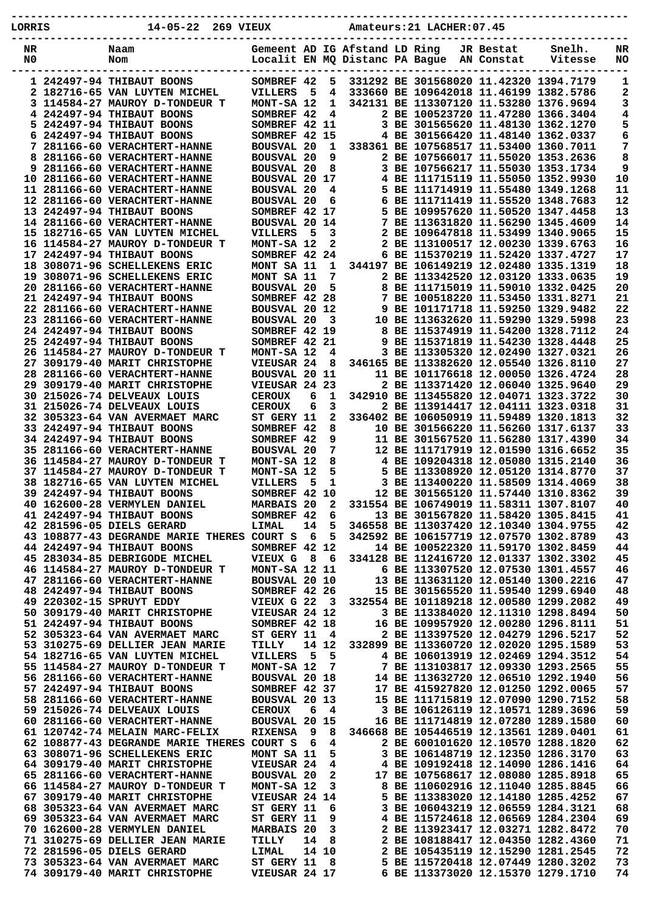LORRIS 14-05-22 269 VIEUX Amateurs:21 LACHER:07.45

| NR N0 | | Naam Nom | Gemeent Localit | AD EN | IG MQ | Afstand Distanc | LD PA | Ring Bague | JR AN | Bestat Constat | Snelh. Vitesse | NR NO |
|---|---|---|---|---|---|---|---|---|---|---|---|---|
| 1 | 242497-94 | THIBAUT BOONS | SOMBREF | 42 | 5 | 331292 | BE | 3015680 | 20 | 11.42320 | 1394.7179 | 1 |
| 2 | 182716-65 | VAN LUYTEN MICHEL | VILLERS | 5 | 4 | 333660 | BE | 1096420 | 18 | 11.46199 | 1382.5786 | 2 |
| 3 | 114584-27 | MAUROY D-TONDEUR T | MONT-SA | 12 | 1 | 342131 | BE | 1133071 | 20 | 11.53280 | 1376.9694 | 3 |
| 4 | 242497-94 | THIBAUT BOONS | SOMBREF | 42 | 4 | 2 | BE | 1005237 | 20 | 11.47280 | 1366.3404 | 4 |
| 5 | 242497-94 | THIBAUT BOONS | SOMBREF | 42 | 11 | 3 | BE | 3015656 | 20 | 11.48130 | 1362.1270 | 5 |
| 6 | 242497-94 | THIBAUT BOONS | SOMBREF | 42 | 15 | 4 | BE | 3015664 | 20 | 11.48140 | 1362.0337 | 6 |
| 7 | 281166-60 | VERACHTERT-HANNE | BOUSVAL | 20 | 1 | 338361 | BE | 1075685 | 17 | 11.53400 | 1360.7011 | 7 |
| 8 | 281166-60 | VERACHTERT-HANNE | BOUSVAL | 20 | 9 | 2 | BE | 1075660 | 17 | 11.55020 | 1353.2636 | 8 |
| 9 | 281166-60 | VERACHTERT-HANNE | BOUSVAL | 20 | 8 | 3 | BE | 1075662 | 17 | 11.55030 | 1353.1734 | 9 |
| 10 | 281166-60 | VERACHTERT-HANNE | BOUSVAL | 20 | 17 | 4 | BE | 1117151 | 19 | 11.55050 | 1352.9930 | 10 |
| 11 | 281166-60 | VERACHTERT-HANNE | BOUSVAL | 20 | 4 | 5 | BE | 1117149 | 19 | 11.55480 | 1349.1268 | 11 |
| 12 | 281166-60 | VERACHTERT-HANNE | BOUSVAL | 20 | 6 | 6 | BE | 1117114 | 19 | 11.55520 | 1348.7683 | 12 |
| 13 | 242497-94 | THIBAUT BOONS | SOMBREF | 42 | 17 | 5 | BE | 1099576 | 20 | 11.50520 | 1347.4458 | 13 |
| 14 | 281166-60 | VERACHTERT-HANNE | BOUSVAL | 20 | 14 | 7 | BE | 1136318 | 20 | 11.56290 | 1345.4609 | 14 |
| 15 | 182716-65 | VAN LUYTEN MICHEL | VILLERS | 5 | 3 | 2 | BE | 1096478 | 18 | 11.53499 | 1340.9065 | 15 |
| 16 | 114584-27 | MAUROY D-TONDEUR T | MONT-SA | 12 | 2 | 2 | BE | 1131005 | 17 | 12.00230 | 1339.6763 | 16 |
| 17 | 242497-94 | THIBAUT BOONS | SOMBREF | 42 | 24 | 6 | BE | 1153702 | 19 | 11.52420 | 1337.4727 | 17 |
| 18 | 308071-96 | SCHELLEKENS ERIC | MONT SA | 11 | 1 | 344197 | BE | 1061492 | 19 | 12.02480 | 1335.1319 | 18 |
| 19 | 308071-96 | SCHELLEKENS ERIC | MONT SA | 11 | 7 | 2 | BE | 1133425 | 20 | 12.03120 | 1333.0635 | 19 |
| 20 | 281166-60 | VERACHTERT-HANNE | BOUSVAL | 20 | 5 | 8 | BE | 1117150 | 19 | 11.59010 | 1332.0425 | 20 |
| 21 | 242497-94 | THIBAUT BOONS | SOMBREF | 42 | 28 | 7 | BE | 1005182 | 20 | 11.53450 | 1331.8271 | 21 |
| 22 | 281166-60 | VERACHTERT-HANNE | BOUSVAL | 20 | 12 | 9 | BE | 1011717 | 18 | 11.59250 | 1329.9482 | 22 |
| 23 | 281166-60 | VERACHTERT-HANNE | BOUSVAL | 20 | 3 | 10 | BE | 1136326 | 20 | 11.59290 | 1329.5998 | 23 |
| 24 | 242497-94 | THIBAUT BOONS | SOMBREF | 42 | 19 | 8 | BE | 1153749 | 19 | 11.54200 | 1328.7112 | 24 |
| 25 | 242497-94 | THIBAUT BOONS | SOMBREF | 42 | 21 | 9 | BE | 1153718 | 19 | 11.54230 | 1328.4448 | 25 |
| 26 | 114584-27 | MAUROY D-TONDEUR T | MONT-SA | 12 | 4 | 3 | BE | 1133053 | 20 | 12.02490 | 1327.0321 | 26 |
| 27 | 309179-40 | MARIT CHRISTOPHE | VIEUSAR | 24 | 8 | 346165 | BE | 1133826 | 20 | 12.05540 | 1326.8110 | 27 |
| 28 | 281166-60 | VERACHTERT-HANNE | BOUSVAL | 20 | 11 | 11 | BE | 1011766 | 18 | 12.00050 | 1326.4724 | 28 |
| 29 | 309179-40 | MARIT CHRISTOPHE | VIEUSAR | 24 | 23 | 2 | BE | 1133714 | 20 | 12.06040 | 1325.9640 | 29 |
| 30 | 215026-74 | DELVEAUX LOUIS | CEROUX | 6 | 1 | 342910 | BE | 1134558 | 20 | 12.04071 | 1323.3722 | 30 |
| 31 | 215026-74 | DELVEAUX LOUIS | CEROUX | 6 | 3 | 2 | BE | 1139144 | 17 | 12.04111 | 1323.0318 | 31 |
| 32 | 305323-64 | VAN AVERMAET MARC | ST GERY | 11 | 2 | 336402 | BE | 1060509 | 19 | 11.59489 | 1320.1813 | 32 |
| 33 | 242497-94 | THIBAUT BOONS | SOMBREF | 42 | 8 | 10 | BE | 3015662 | 20 | 11.56260 | 1317.6137 | 33 |
| 34 | 242497-94 | THIBAUT BOONS | SOMBREF | 42 | 9 | 11 | BE | 3015675 | 20 | 11.56280 | 1317.4390 | 34 |
| 35 | 281166-60 | VERACHTERT-HANNE | BOUSVAL | 20 | 7 | 12 | BE | 1117179 | 19 | 12.01590 | 1316.6652 | 35 |
| 36 | 114584-27 | MAUROY D-TONDEUR T | MONT-SA | 12 | 8 | 4 | BE | 1092043 | 18 | 12.05080 | 1315.2140 | 36 |
| 37 | 114584-27 | MAUROY D-TONDEUR T | MONT-SA | 12 | 5 | 5 | BE | 1133089 | 20 | 12.05120 | 1314.8770 | 37 |
| 38 | 182716-65 | VAN LUYTEN MICHEL | VILLERS | 5 | 1 | 3 | BE | 1134002 | 20 | 11.58509 | 1314.4069 | 38 |
| 39 | 242497-94 | THIBAUT BOONS | SOMBREF | 42 | 10 | 12 | BE | 3015651 | 20 | 11.57440 | 1310.8362 | 39 |
| 40 | 162600-28 | VERMYLEN DANIEL | MARBAIS | 20 | 2 | 331554 | BE | 1067490 | 19 | 11.58311 | 1307.8107 | 40 |
| 41 | 242497-94 | THIBAUT BOONS | SOMBREF | 42 | 6 | 13 | BE | 3015678 | 20 | 11.58420 | 1305.8415 | 41 |
| 42 | 281596-05 | DIELS GERARD | LIMAL | 14 | 5 | 346558 | BE | 1130374 | 20 | 12.10340 | 1304.9755 | 42 |
| 43 | 108877-43 | DEGRANDE MARIE THERES | COURT S | 6 | 5 | 342592 | BE | 1061577 | 19 | 12.07570 | 1302.8789 | 43 |
| 44 | 242497-94 | THIBAUT BOONS | SOMBREF | 42 | 12 | 14 | BE | 1005223 | 20 | 11.59170 | 1302.8459 | 44 |
| 45 | 283034-85 | DEBRIGODE MICHEL | VIEUX G | 8 | 6 | 334128 | BE | 1124167 | 20 | 12.01337 | 1302.3302 | 45 |
| 46 | 114584-27 | MAUROY D-TONDEUR T | MONT-SA | 12 | 11 | 6 | BE | 1133075 | 20 | 12.07530 | 1301.4557 | 46 |
| 47 | 281166-60 | VERACHTERT-HANNE | BOUSVAL | 20 | 10 | 13 | BE | 1136311 | 20 | 12.05140 | 1300.2216 | 47 |
| 48 | 242497-94 | THIBAUT BOONS | SOMBREF | 42 | 26 | 15 | BE | 3015655 | 20 | 11.59540 | 1299.6940 | 48 |
| 49 | 220302-15 | SPRUYT EDDY | VIEUX G | 22 | 3 | 332554 | BE | 1011892 | 18 | 12.00580 | 1299.2082 | 49 |
| 50 | 309179-40 | MARIT CHRISTOPHE | VIEUSAR | 24 | 12 | 3 | BE | 1133840 | 20 | 12.11310 | 1298.8494 | 50 |
| 51 | 242497-94 | THIBAUT BOONS | SOMBREF | 42 | 18 | 16 | BE | 1099576 | 20 | 12.00280 | 1296.8111 | 51 |
| 52 | 305323-64 | VAN AVERMAET MARC | ST GERY | 11 | 4 | 2 | BE | 1133975 | 20 | 12.04279 | 1296.5217 | 52 |
| 53 | 310275-69 | DELLIER JEAN MARIE | TILLY | 14 | 12 | 332899 | BE | 1133607 | 20 | 12.02020 | 1295.1589 | 53 |
| 54 | 182716-65 | VAN LUYTEN MICHEL | VILLERS | 5 | 5 | 4 | BE | 1060139 | 19 | 12.02469 | 1294.3512 | 54 |
| 55 | 114584-27 | MAUROY D-TONDEUR T | MONT-SA | 12 | 7 | 7 | BE | 1131038 | 17 | 12.09330 | 1293.2565 | 55 |
| 56 | 281166-60 | VERACHTERT-HANNE | BOUSVAL | 20 | 18 | 14 | BE | 1136327 | 20 | 12.06510 | 1292.1940 | 56 |
| 57 | 242497-94 | THIBAUT BOONS | SOMBREF | 42 | 37 | 17 | BE | 4159278 | 20 | 12.01250 | 1292.0065 | 57 |
| 58 | 281166-60 | VERACHTERT-HANNE | BOUSVAL | 20 | 13 | 15 | BE | 1117158 | 19 | 12.07090 | 1290.7152 | 58 |
| 59 | 215026-74 | DELVEAUX LOUIS | CEROUX | 6 | 4 | 3 | BE | 1061261 | 19 | 12.10571 | 1289.3696 | 59 |
| 60 | 281166-60 | VERACHTERT-HANNE | BOUSVAL | 20 | 15 | 16 | BE | 1117148 | 19 | 12.07280 | 1289.1580 | 60 |
| 61 | 120742-74 | MELAIN MARC-FELIX | RIXENSA | 9 | 8 | 346668 | BE | 1054465 | 19 | 12.13561 | 1289.0401 | 61 |
| 62 | 108877-43 | DEGRANDE MARIE THERES | COURT S | 6 | 4 | 2 | BE | 6001016 | 20 | 12.10570 | 1288.1820 | 62 |
| 63 | 308071-96 | SCHELLEKENS ERIC | MONT SA | 11 | 5 | 3 | BE | 1061487 | 19 | 12.12350 | 1286.3170 | 63 |
| 64 | 309179-40 | MARIT CHRISTOPHE | VIEUSAR | 24 | 4 | 4 | BE | 1091924 | 18 | 12.14090 | 1286.1416 | 64 |
| 65 | 281166-60 | VERACHTERT-HANNE | BOUSVAL | 20 | 2 | 17 | BE | 1075686 | 17 | 12.08080 | 1285.8918 | 65 |
| 66 | 114584-27 | MAUROY D-TONDEUR T | MONT-SA | 12 | 3 | 8 | BE | 1106029 | 16 | 12.11040 | 1285.8845 | 66 |
| 67 | 309179-40 | MARIT CHRISTOPHE | VIEUSAR | 24 | 14 | 5 | BE | 1133830 | 20 | 12.14180 | 1285.4252 | 67 |
| 68 | 305323-64 | VAN AVERMAET MARC | ST GERY | 11 | 6 | 3 | BE | 1060432 | 19 | 12.06559 | 1284.3121 | 68 |
| 69 | 305323-64 | VAN AVERMAET MARC | ST GERY | 11 | 9 | 4 | BE | 1157246 | 18 | 12.06569 | 1284.2304 | 69 |
| 70 | 162600-28 | VERMYLEN DANIEL | MARBAIS | 20 | 3 | 2 | BE | 1139234 | 17 | 12.03271 | 1282.8472 | 70 |
| 71 | 310275-69 | DELLIER JEAN MARIE | TILLY | 14 | 8 | 2 | BE | 1081884 | 17 | 12.04350 | 1282.4360 | 71 |
| 72 | 281596-05 | DIELS GERARD | LIMAL | 14 | 10 | 2 | BE | 1054351 | 19 | 12.15290 | 1281.2545 | 72 |
| 73 | 305323-64 | VAN AVERMAET MARC | ST GERY | 11 | 8 | 5 | BE | 1157204 | 18 | 12.07449 | 1280.3202 | 73 |
| 74 | 309179-40 | MARIT CHRISTOPHE | VIEUSAR | 24 | 17 | 6 | BE | 1133730 | 20 | 12.15370 | 1279.1710 | 74 |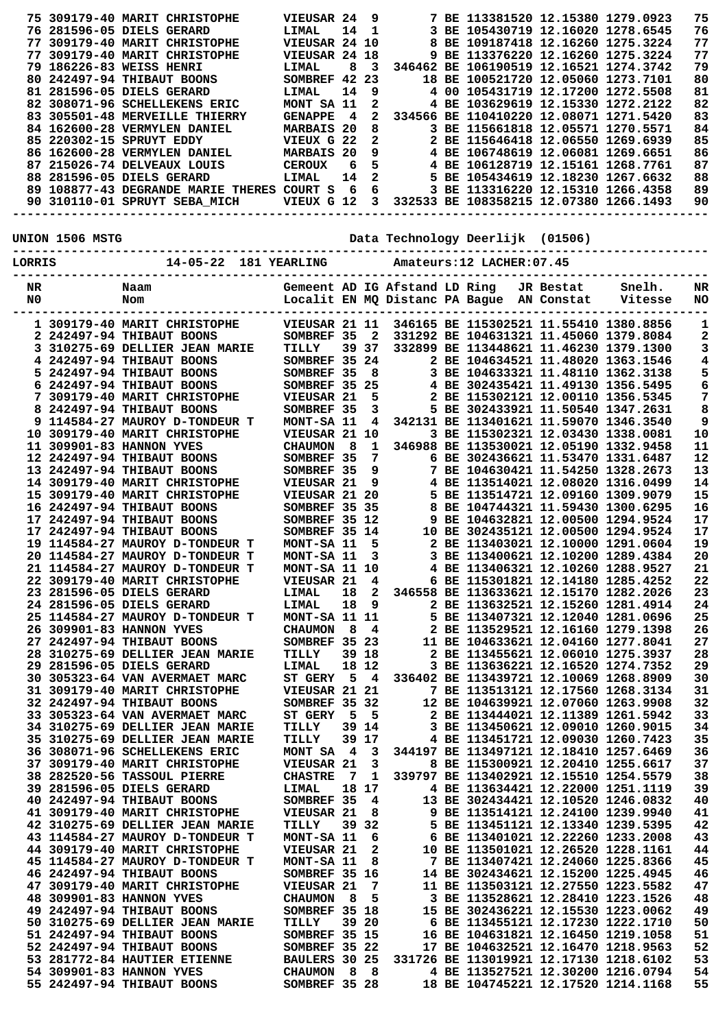| NR | Naam | | Gemeent | AD | IG | Afstand | LD | Ring | JR | Bestat | Snelh. | NR |
|---|---|---|---|---|---|---|---|---|---|---|---|---|
| 75 | 309179-40 | MARIT CHRISTOPHE | VIEUSAR | 24 | 9 | 7 | BE | 1133815 | 20 | 12.15380 | 1279.0923 | 75 |
| 76 | 281596-05 | DIELS GERARD | LIMAL | 14 | 1 | 3 | BE | 1054307 | 19 | 12.16020 | 1278.6545 | 76 |
| 77 | 309179-40 | MARIT CHRISTOPHE | VIEUSAR | 24 | 10 | 8 | BE | 1091874 | 18 | 12.16260 | 1275.3224 | 77 |
| 77 | 309179-40 | MARIT CHRISTOPHE | VIEUSAR | 24 | 18 | 9 | BE | 1133762 | 20 | 12.16260 | 1275.3224 | 77 |
| 79 | 186226-83 | WEISS HENRI | LIMAL | 8 | 3 | 346462 | BE | 1061905 | 19 | 12.16521 | 1274.3742 | 79 |
| 80 | 242497-94 | THIBAUT BOONS | SOMBREF | 42 | 23 | 18 | BE | 1005217 | 20 | 12.05060 | 1273.7101 | 80 |
| 81 | 281596-05 | DIELS GERARD | LIMAL | 14 | 9 | 4 | 00 | 1054317 | 19 | 12.17200 | 1272.5508 | 81 |
| 82 | 308071-96 | SCHELLEKENS ERIC | MONT SA | 11 | 2 | 4 | BE | 1036296 | 19 | 12.15330 | 1272.2122 | 82 |
| 83 | 305501-48 | MERVEILLE THIERRY | GENAPPE | 4 | 2 | 334566 | BE | 1104102 | 20 | 12.08071 | 1271.5420 | 83 |
| 84 | 162600-28 | VERMYLEN DANIEL | MARBAIS | 20 | 8 | 3 | BE | 1156618 | 18 | 12.05571 | 1270.5571 | 84 |
| 85 | 220302-15 | SPRUYT EDDY | VIEUX G | 22 | 2 | 2 | BE | 1156464 | 18 | 12.06550 | 1269.6939 | 85 |
| 86 | 162600-28 | VERMYLEN DANIEL | MARBAIS | 20 | 9 | 4 | BE | 1067486 | 19 | 12.06081 | 1269.6651 | 86 |
| 87 | 215026-74 | DELVEAUX LOUIS | CEROUX | 6 | 5 | 4 | BE | 1061287 | 19 | 12.15161 | 1268.7761 | 87 |
| 88 | 281596-05 | DIELS GERARD | LIMAL | 14 | 2 | 5 | BE | 1054346 | 19 | 12.18230 | 1267.6632 | 88 |
| 89 | 108877-43 | DEGRANDE MARIE THERES | COURT S | 6 | 6 | 3 | BE | 1133162 | 20 | 12.15310 | 1266.4358 | 89 |
| 90 | 310110-01 | SPRUYT SEBA_MICH | VIEUX G | 12 | 3 | 332533 | BE | 1083582 | 15 | 12.07380 | 1266.1493 | 90 |

UNION 1506 MSTG — Data Technology Deerlijk (01506)

LORRIS — 14-05-22 — 181 YEARLING — Amateurs:12 LACHER:07.45

| NR N0 | Naam Nom | | Gemeent Localit | AD EN | IG MQ | Afstand Distanc | LD PA | Ring Bague | JR AN | Bestat Constat | Snelh. Vitesse | NR NO |
|---|---|---|---|---|---|---|---|---|---|---|---|---|
| 1 | 309179-40 | MARIT CHRISTOPHE | VIEUSAR | 21 | 11 | 346165 | BE | 1153025 | 21 | 11.55410 | 1380.8856 | 1 |
| 2 | 242497-94 | THIBAUT BOONS | SOMBREF | 35 | 2 | 331292 | BE | 1046313 | 21 | 11.45060 | 1379.8084 | 2 |
| 3 | 310275-69 | DELLIER JEAN MARIE | TILLY | 39 | 37 | 332899 | BE | 1134486 | 21 | 11.46230 | 1379.1300 | 3 |
| 4 | 242497-94 | THIBAUT BOONS | SOMBREF | 35 | 24 | 2 | BE | 1046345 | 21 | 11.48020 | 1363.1546 | 4 |
| 5 | 242497-94 | THIBAUT BOONS | SOMBREF | 35 | 8 | 3 | BE | 1046333 | 21 | 11.48110 | 1362.3138 | 5 |
| 6 | 242497-94 | THIBAUT BOONS | SOMBREF | 35 | 25 | 4 | BE | 3024354 | 21 | 11.49130 | 1356.5495 | 6 |
| 7 | 309179-40 | MARIT CHRISTOPHE | VIEUSAR | 21 | 5 | 2 | BE | 1153021 | 21 | 12.00110 | 1356.5345 | 7 |
| 8 | 242497-94 | THIBAUT BOONS | SOMBREF | 35 | 3 | 5 | BE | 3024339 | 21 | 11.50540 | 1347.2631 | 8 |
| 9 | 114584-27 | MAUROY D-TONDEUR T | MONT-SA | 11 | 4 | 342131 | BE | 1134016 | 21 | 11.59070 | 1346.3540 | 9 |
| 10 | 309179-40 | MARIT CHRISTOPHE | VIEUSAR | 21 | 10 | 3 | BE | 1153023 | 21 | 12.03430 | 1338.0081 | 10 |
| 11 | 309901-83 | HANNON YVES | CHAUMON | 8 | 1 | 346988 | BE | 1135300 | 21 | 12.05190 | 1332.9458 | 11 |
| 12 | 242497-94 | THIBAUT BOONS | SOMBREF | 35 | 7 | 6 | BE | 3024366 | 21 | 11.53470 | 1331.6487 | 12 |
| 13 | 242497-94 | THIBAUT BOONS | SOMBREF | 35 | 9 | 7 | BE | 1046304 | 21 | 11.54250 | 1328.2673 | 13 |
| 14 | 309179-40 | MARIT CHRISTOPHE | VIEUSAR | 21 | 9 | 4 | BE | 1135140 | 21 | 12.08020 | 1316.0499 | 14 |
| 15 | 309179-40 | MARIT CHRISTOPHE | VIEUSAR | 21 | 20 | 5 | BE | 1135147 | 21 | 12.09160 | 1309.9079 | 15 |
| 16 | 242497-94 | THIBAUT BOONS | SOMBREF | 35 | 35 | 8 | BE | 1047443 | 21 | 11.59430 | 1300.6295 | 16 |
| 17 | 242497-94 | THIBAUT BOONS | SOMBREF | 35 | 12 | 9 | BE | 1046328 | 21 | 12.00500 | 1294.9524 | 17 |
| 17 | 242497-94 | THIBAUT BOONS | SOMBREF | 35 | 14 | 10 | BE | 3024351 | 21 | 12.00500 | 1294.9524 | 17 |
| 19 | 114584-27 | MAUROY D-TONDEUR T | MONT-SA | 11 | 5 | 2 | BE | 1134030 | 21 | 12.10000 | 1291.0604 | 19 |
| 20 | 114584-27 | MAUROY D-TONDEUR T | MONT-SA | 11 | 3 | 3 | BE | 1134006 | 21 | 12.10200 | 1289.4384 | 20 |
| 21 | 114584-27 | MAUROY D-TONDEUR T | MONT-SA | 11 | 10 | 4 | BE | 1134063 | 21 | 12.10260 | 1288.9527 | 21 |
| 22 | 309179-40 | MARIT CHRISTOPHE | VIEUSAR | 21 | 4 | 6 | BE | 1153018 | 21 | 12.14180 | 1285.4252 | 22 |
| 23 | 281596-05 | DIELS GERARD | LIMAL | 18 | 2 | 346558 | BE | 1136336 | 21 | 12.15170 | 1282.2026 | 23 |
| 24 | 281596-05 | DIELS GERARD | LIMAL | 18 | 9 | 2 | BE | 1136325 | 21 | 12.15260 | 1281.4914 | 24 |
| 25 | 114584-27 | MAUROY D-TONDEUR T | MONT-SA | 11 | 11 | 5 | BE | 1134073 | 21 | 12.12040 | 1281.0696 | 25 |
| 26 | 309901-83 | HANNON YVES | CHAUMON | 8 | 4 | 2 | BE | 1135296 | 21 | 12.16160 | 1279.1398 | 26 |
| 27 | 242497-94 | THIBAUT BOONS | SOMBREF | 35 | 23 | 11 | BE | 1046336 | 21 | 12.04160 | 1277.8041 | 27 |
| 28 | 310275-69 | DELLIER JEAN MARIE | TILLY | 39 | 18 | 2 | BE | 1134556 | 21 | 12.06010 | 1275.3937 | 28 |
| 29 | 281596-05 | DIELS GERARD | LIMAL | 18 | 12 | 3 | BE | 1136361 | 21 | 12.16520 | 1274.7352 | 29 |
| 30 | 305323-64 | VAN AVERMAET MARC | ST GERY | 5 | 4 | 336402 | BE | 1134397 | 21 | 12.10069 | 1268.8909 | 30 |
| 31 | 309179-40 | MARIT CHRISTOPHE | VIEUSAR | 21 | 21 | 7 | BE | 1135131 | 21 | 12.17560 | 1268.3134 | 31 |
| 32 | 242497-94 | THIBAUT BOONS | SOMBREF | 35 | 32 | 12 | BE | 1046399 | 21 | 12.07060 | 1263.9908 | 32 |
| 33 | 305323-64 | VAN AVERMAET MARC | ST GERY | 5 | 5 | 2 | BE | 1134440 | 21 | 12.11389 | 1261.5942 | 33 |
| 34 | 310275-69 | DELLIER JEAN MARIE | TILLY | 39 | 14 | 3 | BE | 1134506 | 21 | 12.09010 | 1260.9015 | 34 |
| 35 | 310275-69 | DELLIER JEAN MARIE | TILLY | 39 | 17 | 4 | BE | 1134517 | 21 | 12.09030 | 1260.7423 | 35 |
| 36 | 308071-96 | SCHELLEKENS ERIC | MONT SA | 4 | 3 | 344197 | BE | 1134971 | 21 | 12.18410 | 1257.6469 | 36 |
| 37 | 309179-40 | MARIT CHRISTOPHE | VIEUSAR | 21 | 3 | 8 | BE | 1153009 | 21 | 12.20410 | 1255.6617 | 37 |
| 38 | 282520-56 | TASSOUL PIERRE | CHASTRE | 7 | 1 | 339797 | BE | 1134029 | 21 | 12.15510 | 1254.5579 | 38 |
| 39 | 281596-05 | DIELS GERARD | LIMAL | 18 | 17 | 4 | BE | 1136344 | 21 | 12.22000 | 1251.1119 | 39 |
| 40 | 242497-94 | THIBAUT BOONS | SOMBREF | 35 | 4 | 13 | BE | 3024344 | 21 | 12.10520 | 1246.0832 | 40 |
| 41 | 309179-40 | MARIT CHRISTOPHE | VIEUSAR | 21 | 8 | 9 | BE | 1135141 | 21 | 12.24100 | 1239.9940 | 41 |
| 42 | 310275-69 | DELLIER JEAN MARIE | TILLY | 39 | 32 | 5 | BE | 1134511 | 21 | 12.13340 | 1239.5395 | 42 |
| 43 | 114584-27 | MAUROY D-TONDEUR T | MONT-SA | 11 | 6 | 6 | BE | 1134010 | 21 | 12.22260 | 1233.2008 | 43 |
| 44 | 309179-40 | MARIT CHRISTOPHE | VIEUSAR | 21 | 2 | 10 | BE | 1135010 | 21 | 12.26520 | 1228.1161 | 44 |
| 45 | 114584-27 | MAUROY D-TONDEUR T | MONT-SA | 11 | 8 | 7 | BE | 1134074 | 21 | 12.24060 | 1225.8366 | 45 |
| 46 | 242497-94 | THIBAUT BOONS | SOMBREF | 35 | 16 | 14 | BE | 3024346 | 21 | 12.15200 | 1225.4945 | 46 |
| 47 | 309179-40 | MARIT CHRISTOPHE | VIEUSAR | 21 | 7 | 11 | BE | 1135031 | 21 | 12.27550 | 1223.5582 | 47 |
| 48 | 309901-83 | HANNON YVES | CHAUMON | 8 | 5 | 3 | BE | 1135286 | 21 | 12.28410 | 1223.1526 | 48 |
| 49 | 242497-94 | THIBAUT BOONS | SOMBREF | 35 | 18 | 15 | BE | 3024362 | 21 | 12.15530 | 1223.0062 | 49 |
| 50 | 310275-69 | DELLIER JEAN MARIE | TILLY | 39 | 20 | 6 | BE | 1134556 | 21 | 12.17230 | 1222.1710 | 50 |
| 51 | 242497-94 | THIBAUT BOONS | SOMBREF | 35 | 15 | 16 | BE | 1046318 | 21 | 12.16450 | 1219.1058 | 51 |
| 52 | 242497-94 | THIBAUT BOONS | SOMBREF | 35 | 22 | 17 | BE | 1046325 | 21 | 12.16470 | 1218.9563 | 52 |
| 53 | 281772-84 | HAUTIER ETIENNE | BAULERS | 30 | 25 | 331726 | BE | 1130199 | 21 | 12.17130 | 1218.6102 | 53 |
| 54 | 309901-83 | HANNON YVES | CHAUMON | 8 | 8 | 4 | BE | 1135275 | 21 | 12.30200 | 1216.0794 | 54 |
| 55 | 242497-94 | THIBAUT BOONS | SOMBREF | 35 | 28 | 18 | BE | 1047452 | 21 | 12.17520 | 1214.1168 | 55 |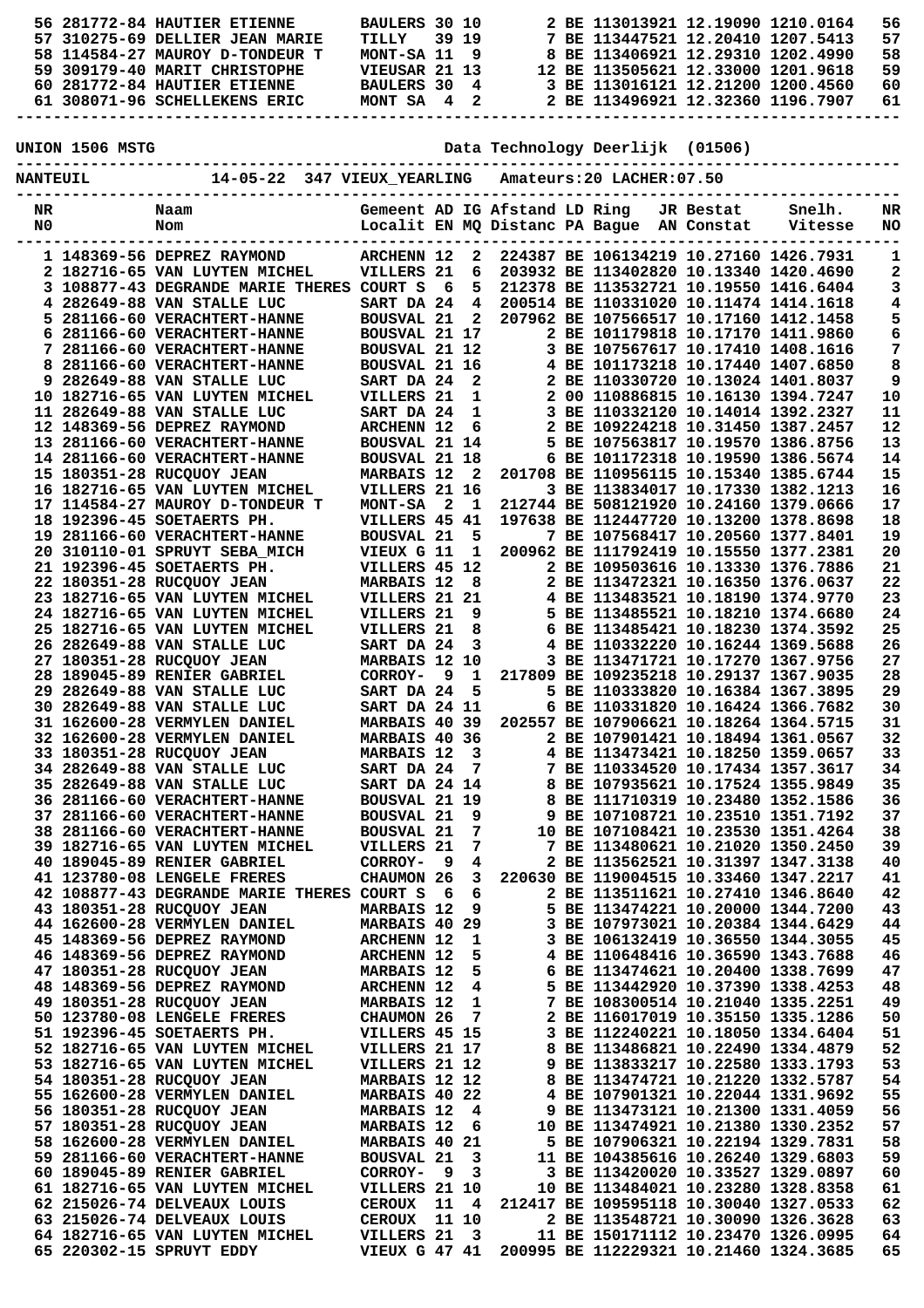| NR | Naam | Gemeent | AD | IG | Afstand | LD | Ring | JR | Bestat | Snelh. | NR |
|---|---|---|---|---|---|---|---|---|---|---|---|
| 56 | 281772-84 HAUTIER ETIENNE | BAULERS | 30 | 10 | | 2 | BE | 113013921 | 12.19090 | 1210.0164 | 56 |
| 57 | 310275-69 DELLIER JEAN MARIE | TILLY | 39 | 19 | | 7 | BE | 113447521 | 12.20410 | 1207.5413 | 57 |
| 58 | 114584-27 MAUROY D-TONDEUR T | MONT-SA | 11 | 9 | | 8 | BE | 113406921 | 12.29310 | 1202.4990 | 58 |
| 59 | 309179-40 MARIT CHRISTOPHE | VIEUSAR | 21 | 13 | | 12 | BE | 113505621 | 12.33000 | 1201.9618 | 59 |
| 60 | 281772-84 HAUTIER ETIENNE | BAULERS | 30 | 4 | | 3 | BE | 113016121 | 12.21200 | 1200.4560 | 60 |
| 61 | 308071-96 SCHELLEKENS ERIC | MONT SA | 4 | 2 | | 2 | BE | 113496921 | 12.32360 | 1196.7907 | 61 |

UNION 1506 MSTG — Data Technology Deerlijk (01506)

NANTEUIL — 14-05-22 347 VIEUX_YEARLING — Amateurs:20 LACHER:07.50

| NR N0 | Naam Nom | Gemeent Localit | AD EN | IG MQ | Afstand Distanc | LD PA | Ring Bague | JR AN | Bestat Constat | Snelh. Vitesse | NR NO |
|---|---|---|---|---|---|---|---|---|---|---|---|
| 1 | 148369-56 DEPREZ RAYMOND | ARCHENN | 12 | 2 | 224387 | BE | 1061342 | 19 | 10.27160 | 1426.7931 | 1 |
| 2 | 182716-65 VAN LUYTEN MICHEL | VILLERS | 21 | 6 | 203932 | BE | 1134028 | 20 | 10.13340 | 1420.4690 | 2 |
| 3 | 108877-43 DEGRANDE MARIE THERES | COURT S | 6 | 5 | 212378 | BE | 1135327 | 21 | 10.19550 | 1416.6404 | 3 |
| 4 | 282649-88 VAN STALLE LUC | SART DA | 24 | 4 | 200514 | BE | 1103310 | 20 | 10.11474 | 1414.1618 | 4 |
| 5 | 281166-60 VERACHTERT-HANNE | BOUSVAL | 21 | 2 | 207962 | BE | 1075665 | 17 | 10.17160 | 1412.1458 | 5 |
| 6 | 281166-60 VERACHTERT-HANNE | BOUSVAL | 21 | 17 | 2 | BE | 1011798 | 18 | 10.17170 | 1411.9860 | 6 |
| 7 | 281166-60 VERACHTERT-HANNE | BOUSVAL | 21 | 12 | 3 | BE | 1075676 | 17 | 10.17410 | 1408.1616 | 7 |
| 8 | 281166-60 VERACHTERT-HANNE | BOUSVAL | 21 | 16 | 4 | BE | 1011732 | 18 | 10.17440 | 1407.6850 | 8 |
| 9 | 282649-88 VAN STALLE LUC | SART DA | 24 | 2 | 2 | BE | 1103307 | 20 | 10.13024 | 1401.8037 | 9 |
| 10 | 182716-65 VAN LUYTEN MICHEL | VILLERS | 21 | 1 | 2 | 00 | 1108868 | 15 | 10.16130 | 1394.7247 | 10 |
| 11 | 282649-88 VAN STALLE LUC | SART DA | 24 | 1 | 3 | BE | 1103321 | 20 | 10.14014 | 1392.2327 | 11 |
| 12 | 148369-56 DEPREZ RAYMOND | ARCHENN | 12 | 6 | 2 | BE | 1092242 | 18 | 10.31450 | 1387.2457 | 12 |
| 13 | 281166-60 VERACHTERT-HANNE | BOUSVAL | 21 | 14 | 5 | BE | 1075638 | 17 | 10.19570 | 1386.8756 | 13 |
| 14 | 281166-60 VERACHTERT-HANNE | BOUSVAL | 21 | 18 | 6 | BE | 1011723 | 18 | 10.19590 | 1386.5674 | 14 |
| 15 | 180351-28 RUCQUOY JEAN | MARBAIS | 12 | 2 | 201708 | BE | 1109561 | 15 | 10.15340 | 1385.6744 | 15 |
| 16 | 182716-65 VAN LUYTEN MICHEL | VILLERS | 21 | 16 | 3 | BE | 1138340 | 17 | 10.17330 | 1382.1213 | 16 |
| 17 | 114584-27 MAUROY D-TONDEUR T | MONT-SA | 2 | 1 | 212744 | BE | 5081219 | 20 | 10.24160 | 1379.0666 | 17 |
| 18 | 192396-45 SOETAERTS PH. | VILLERS | 45 | 41 | 197638 | BE | 1124477 | 20 | 10.13200 | 1378.8698 | 18 |
| 19 | 281166-60 VERACHTERT-HANNE | BOUSVAL | 21 | 5 | 7 | BE | 1075684 | 17 | 10.20560 | 1377.8401 | 19 |
| 20 | 310110-01 SPRUYT SEBA_MICH | VIEUX G | 11 | 1 | 200962 | BE | 1117924 | 19 | 10.15550 | 1377.2381 | 20 |
| 21 | 192396-45 SOETAERTS PH. | VILLERS | 45 | 12 | 2 | BE | 1095036 | 16 | 10.13330 | 1376.7886 | 21 |
| 22 | 180351-28 RUCQUOY JEAN | MARBAIS | 12 | 8 | 2 | BE | 1134723 | 21 | 10.16350 | 1376.0637 | 22 |
| 23 | 182716-65 VAN LUYTEN MICHEL | VILLERS | 21 | 21 | 4 | BE | 1134835 | 21 | 10.18190 | 1374.9770 | 23 |
| 24 | 182716-65 VAN LUYTEN MICHEL | VILLERS | 21 | 9 | 5 | BE | 1134855 | 21 | 10.18210 | 1374.6680 | 24 |
| 25 | 182716-65 VAN LUYTEN MICHEL | VILLERS | 21 | 8 | 6 | BE | 1134854 | 21 | 10.18230 | 1374.3592 | 25 |
| 26 | 282649-88 VAN STALLE LUC | SART DA | 24 | 3 | 4 | BE | 1103322 | 20 | 10.16244 | 1369.5688 | 26 |
| 27 | 180351-28 RUCQUOY JEAN | MARBAIS | 12 | 10 | 3 | BE | 1134717 | 21 | 10.17270 | 1367.9756 | 27 |
| 28 | 189045-89 RENIER GABRIEL | CORROY- | 9 | 1 | 217809 | BE | 1092352 | 18 | 10.29137 | 1367.9035 | 28 |
| 29 | 282649-88 VAN STALLE LUC | SART DA | 24 | 5 | 5 | BE | 1103338 | 20 | 10.16384 | 1367.3895 | 29 |
| 30 | 282649-88 VAN STALLE LUC | SART DA | 24 | 11 | 6 | BE | 1103318 | 20 | 10.16424 | 1366.7682 | 30 |
| 31 | 162600-28 VERMYLEN DANIEL | MARBAIS | 40 | 39 | 202557 | BE | 1079066 | 21 | 10.18264 | 1364.5715 | 31 |
| 32 | 162600-28 VERMYLEN DANIEL | MARBAIS | 40 | 36 | 2 | BE | 1079014 | 21 | 10.18494 | 1361.0567 | 32 |
| 33 | 180351-28 RUCQUOY JEAN | MARBAIS | 12 | 3 | 4 | BE | 1134734 | 21 | 10.18250 | 1359.0657 | 33 |
| 34 | 282649-88 VAN STALLE LUC | SART DA | 24 | 7 | 7 | BE | 1103345 | 20 | 10.17434 | 1357.3617 | 34 |
| 35 | 282649-88 VAN STALLE LUC | SART DA | 24 | 14 | 8 | BE | 1079358 | 21 | 10.17524 | 1355.9849 | 35 |
| 36 | 281166-60 VERACHTERT-HANNE | BOUSVAL | 21 | 19 | 8 | BE | 1117103 | 19 | 10.23480 | 1352.1586 | 36 |
| 37 | 281166-60 VERACHTERT-HANNE | BOUSVAL | 21 | 9 | 9 | BE | 1071087 | 21 | 10.23510 | 1351.7192 | 37 |
| 38 | 281166-60 VERACHTERT-HANNE | BOUSVAL | 21 | 7 | 10 | BE | 1071084 | 21 | 10.23530 | 1351.4264 | 38 |
| 39 | 182716-65 VAN LUYTEN MICHEL | VILLERS | 21 | 7 | 7 | BE | 1134806 | 21 | 10.21020 | 1350.2450 | 39 |
| 40 | 189045-89 RENIER GABRIEL | CORROY- | 9 | 4 | 2 | BE | 1135625 | 21 | 10.31397 | 1347.3138 | 40 |
| 41 | 123780-08 LENGELE FRERES | CHAUMON | 26 | 3 | 220630 | BE | 1190045 | 15 | 10.33460 | 1347.2217 | 41 |
| 42 | 108877-43 DEGRANDE MARIE THERES | COURT S | 6 | 6 | 2 | BE | 1135116 | 21 | 10.27410 | 1346.8640 | 42 |
| 43 | 180351-28 RUCQUOY JEAN | MARBAIS | 12 | 9 | 5 | BE | 1134742 | 21 | 10.20000 | 1344.7200 | 43 |
| 44 | 162600-28 VERMYLEN DANIEL | MARBAIS | 40 | 29 | 3 | BE | 1079730 | 21 | 10.20384 | 1344.6429 | 44 |
| 45 | 148369-56 DEPREZ RAYMOND | ARCHENN | 12 | 1 | 3 | BE | 1061324 | 19 | 10.36550 | 1344.3055 | 45 |
| 46 | 148369-56 DEPREZ RAYMOND | ARCHENN | 12 | 5 | 4 | BE | 1106481 | 16 | 10.36590 | 1343.7688 | 46 |
| 47 | 180351-28 RUCQUOY JEAN | MARBAIS | 12 | 5 | 6 | BE | 1134746 | 21 | 10.20400 | 1338.7699 | 47 |
| 48 | 148369-56 DEPREZ RAYMOND | ARCHENN | 12 | 4 | 5 | BE | 1134429 | 20 | 10.37390 | 1338.4253 | 48 |
| 49 | 180351-28 RUCQUOY JEAN | MARBAIS | 12 | 1 | 7 | BE | 1083005 | 14 | 10.21040 | 1335.2251 | 49 |
| 50 | 123780-08 LENGELE FRERES | CHAUMON | 26 | 7 | 2 | BE | 1160170 | 19 | 10.35150 | 1335.1286 | 50 |
| 51 | 192396-45 SOETAERTS PH. | VILLERS | 45 | 15 | 3 | BE | 1122402 | 21 | 10.18050 | 1334.6404 | 51 |
| 52 | 182716-65 VAN LUYTEN MICHEL | VILLERS | 21 | 17 | 8 | BE | 1134868 | 21 | 10.22490 | 1334.4879 | 52 |
| 53 | 182716-65 VAN LUYTEN MICHEL | VILLERS | 21 | 12 | 9 | BE | 1138332 | 17 | 10.22580 | 1333.1793 | 53 |
| 54 | 180351-28 RUCQUOY JEAN | MARBAIS | 12 | 12 | 8 | BE | 1134747 | 21 | 10.21220 | 1332.5787 | 54 |
| 55 | 162600-28 VERMYLEN DANIEL | MARBAIS | 40 | 22 | 4 | BE | 1079015 | 21 | 10.22044 | 1331.9692 | 55 |
| 56 | 180351-28 RUCQUOY JEAN | MARBAIS | 12 | 4 | 9 | BE | 1134731 | 21 | 10.21300 | 1331.4059 | 56 |
| 57 | 180351-28 RUCQUOY JEAN | MARBAIS | 12 | 6 | 10 | BE | 1134749 | 21 | 10.21380 | 1330.2352 | 57 |
| 58 | 162600-28 VERMYLEN DANIEL | MARBAIS | 40 | 21 | 5 | BE | 1079063 | 21 | 10.22194 | 1329.7831 | 58 |
| 59 | 281166-60 VERACHTERT-HANNE | BOUSVAL | 21 | 3 | 11 | BE | 1043856 | 16 | 10.26240 | 1329.6803 | 59 |
| 60 | 189045-89 RENIER GABRIEL | CORROY- | 9 | 3 | 3 | BE | 1134200 | 20 | 10.33527 | 1329.0897 | 60 |
| 61 | 182716-65 VAN LUYTEN MICHEL | VILLERS | 21 | 10 | 10 | BE | 1134840 | 21 | 10.23280 | 1328.8358 | 61 |
| 62 | 215026-74 DELVEAUX LOUIS | CEROUX | 11 | 4 | 212417 | BE | 1095951 | 18 | 10.30040 | 1327.0533 | 62 |
| 63 | 215026-74 DELVEAUX LOUIS | CEROUX | 11 | 10 | 2 | BE | 1135481 | 21 | 10.30090 | 1326.3628 | 63 |
| 64 | 182716-65 VAN LUYTEN MICHEL | VILLERS | 21 | 3 | 11 | BE | 1501711 | 12 | 10.23470 | 1326.0995 | 64 |
| 65 | 220302-15 SPRUYT EDDY | VIEUX G | 47 | 41 | 200995 | BE | 1122293 | 21 | 10.21460 | 1324.3685 | 65 |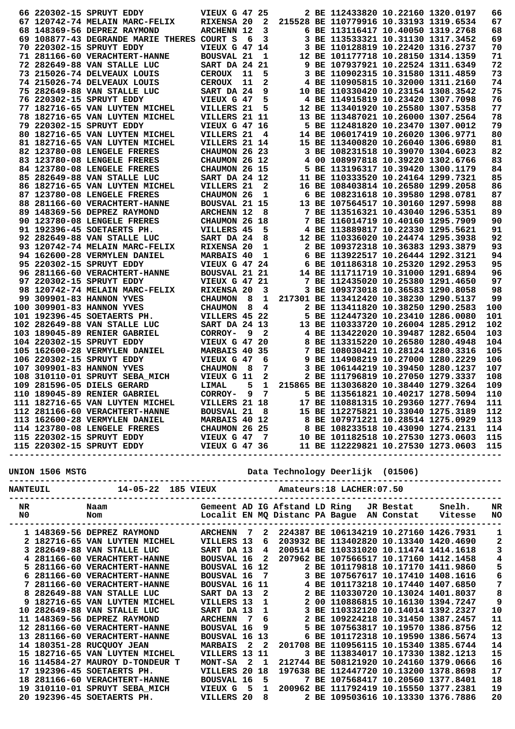| NR | Naam | Gemeent | AD | IG | Afstand | LD | Ring | JR | Bestat | Snelh. | NR |
|---|---|---|---|---|---|---|---|---|---|---|---|
| 66 | 220302-15 SPRUYT EDDY | VIEUX G | 47 | 25 | | 2 | BE 1124338 | 20 | 10.22160 | 1320.0197 | 66 |
| 67 | 120742-74 MELAIN MARC-FELIX | RIXENSA | 20 | 2 | 215528 | | BE 1107799 | 16 | 10.33193 | 1319.6534 | 67 |
| 68 | 148369-56 DEPREZ RAYMOND | ARCHENN | 12 | 3 | | 6 | BE 1131164 | 17 | 10.40050 | 1319.2768 | 68 |
| 69 | 108877-43 DEGRANDE MARIE THERES | COURT S | 6 | 3 | | 3 | BE 1135333 | 21 | 10.31130 | 1317.3452 | 69 |
| 70 | 220302-15 SPRUYT EDDY | VIEUX G | 47 | 14 | | 3 | BE 1101288 | 19 | 10.22420 | 1316.2737 | 70 |
| 71 | 281166-60 VERACHTERT-HANNE | BOUSVAL | 21 | 1 | | 12 | BE 1011777 | 18 | 10.28150 | 1314.1359 | 71 |
| 72 | 282649-88 VAN STALLE LUC | SART DA | 24 | 21 | | 9 | BE 1079379 | 21 | 10.22524 | 1311.6349 | 72 |
| 73 | 215026-74 DELVEAUX LOUIS | CEROUX | 11 | 5 | | 3 | BE 1109023 | 15 | 10.31580 | 1311.4859 | 73 |
| 74 | 215026-74 DELVEAUX LOUIS | CEROUX | 11 | 2 | | 4 | BE 1109058 | 15 | 10.32000 | 1311.2160 | 74 |
| 75 | 282649-88 VAN STALLE LUC | SART DA | 24 | 9 | | 10 | BE 1103304 | 20 | 10.23154 | 1308.3542 | 75 |
| 76 | 220302-15 SPRUYT EDDY | VIEUX G | 47 | 5 | | 4 | BE 1149158 | 19 | 10.23420 | 1307.7098 | 76 |
| 77 | 182716-65 VAN LUYTEN MICHEL | VILLERS | 21 | 5 | | 12 | BE 1134019 | 20 | 10.25580 | 1307.5358 | 77 |
| 78 | 182716-65 VAN LUYTEN MICHEL | VILLERS | 21 | 11 | | 13 | BE 1134870 | 21 | 10.26000 | 1307.2564 | 78 |
| 79 | 220302-15 SPRUYT EDDY | VIEUX G | 47 | 16 | | 5 | BE 1124818 | 20 | 10.23470 | 1307.0012 | 79 |
| 80 | 182716-65 VAN LUYTEN MICHEL | VILLERS | 21 | 4 | | 14 | BE 1060174 | 19 | 10.26020 | 1306.9771 | 80 |
| 81 | 182716-65 VAN LUYTEN MICHEL | VILLERS | 21 | 14 | | 15 | BE 1134008 | 20 | 10.26040 | 1306.6980 | 81 |
| 82 | 123780-08 LENGELE FRERES | CHAUMON | 26 | 23 | | 3 | BE 1082315 | 18 | 10.39070 | 1304.6023 | 82 |
| 83 | 123780-08 LENGELE FRERES | CHAUMON | 26 | 12 | | 4 | 00 1089978 | 18 | 10.39220 | 1302.6766 | 83 |
| 84 | 123780-08 LENGELE FRERES | CHAUMON | 26 | 15 | | 5 | BE 1131963 | 17 | 10.39420 | 1300.1179 | 84 |
| 85 | 282649-88 VAN STALLE LUC | SART DA | 24 | 12 | | 11 | BE 1103335 | 20 | 10.24164 | 1299.7321 | 85 |
| 86 | 182716-65 VAN LUYTEN MICHEL | VILLERS | 21 | 2 | | 16 | BE 1084038 | 14 | 10.26580 | 1299.2058 | 86 |
| 87 | 123780-08 LENGELE FRERES | CHAUMON | 26 | 1 | | 6 | BE 1082316 | 18 | 10.39580 | 1298.0781 | 87 |
| 88 | 281166-60 VERACHTERT-HANNE | BOUSVAL | 21 | 15 | | 13 | BE 1075645 | 17 | 10.30160 | 1297.5998 | 88 |
| 89 | 148369-56 DEPREZ RAYMOND | ARCHENN | 12 | 8 | | 7 | BE 1135163 | 21 | 10.43040 | 1296.5351 | 89 |
| 90 | 123780-08 LENGELE FRERES | CHAUMON | 26 | 18 | | 7 | BE 1160147 | 19 | 10.40160 | 1295.7909 | 90 |
| 91 | 192396-45 SOETAERTS PH. | VILLERS | 45 | 5 | | 4 | BE 1138898 | 17 | 10.22330 | 1295.5621 | 91 |
| 92 | 282649-88 VAN STALLE LUC | SART DA | 24 | 8 | | 12 | BE 1103360 | 20 | 10.24474 | 1295.3938 | 92 |
| 93 | 120742-74 MELAIN MARC-FELIX | RIXENSA | 20 | 1 | | 2 | BE 1093720 | 18 | 10.36383 | 1293.3879 | 93 |
| 94 | 162600-28 VERMYLEN DANIEL | MARBAIS | 40 | 1 | | 6 | BE 1139225 | 17 | 10.26444 | 1292.3121 | 94 |
| 95 | 220302-15 SPRUYT EDDY | VIEUX G | 47 | 24 | | 6 | BE 1011863 | 18 | 10.25320 | 1292.2953 | 95 |
| 96 | 281166-60 VERACHTERT-HANNE | BOUSVAL | 21 | 21 | | 14 | BE 1117117 | 19 | 10.31000 | 1291.6894 | 96 |
| 97 | 220302-15 SPRUYT EDDY | VIEUX G | 47 | 21 | | 7 | BE 1124350 | 20 | 10.25380 | 1291.4650 | 97 |
| 98 | 120742-74 MELAIN MARC-FELIX | RIXENSA | 20 | 3 | | 3 | BE 1093730 | 18 | 10.36583 | 1290.8058 | 98 |
| 99 | 309901-83 HANNON YVES | CHAUMON | 8 | 1 | 217301 | | BE 1134124 | 20 | 10.38230 | 1290.5137 | 99 |
| 100 | 309901-83 HANNON YVES | CHAUMON | 8 | 4 | | 2 | BE 1134118 | 20 | 10.38250 | 1290.2583 | 100 |
| 101 | 192396-45 SOETAERTS PH. | VILLERS | 45 | 22 | | 5 | BE 1124473 | 20 | 10.23410 | 1286.0080 | 101 |
| 102 | 282649-88 VAN STALLE LUC | SART DA | 24 | 13 | | 13 | BE 1103337 | 20 | 10.26004 | 1285.2912 | 102 |
| 103 | 189045-89 RENIER GABRIEL | CORROY- | 9 | 2 | | 4 | BE 1134220 | 20 | 10.39487 | 1282.6504 | 103 |
| 104 | 220302-15 SPRUYT EDDY | VIEUX G | 47 | 20 | | 8 | BE 1133152 | 20 | 10.26580 | 1280.4948 | 104 |
| 105 | 162600-28 VERMYLEN DANIEL | MARBAIS | 40 | 35 | | 7 | BE 1080304 | 21 | 10.28124 | 1280.3316 | 105 |
| 106 | 220302-15 SPRUYT EDDY | VIEUX G | 47 | 6 | | 9 | BE 1149082 | 19 | 10.27000 | 1280.2229 | 106 |
| 107 | 309901-83 HANNON YVES | CHAUMON | 8 | 7 | | 3 | BE 1061442 | 19 | 10.39450 | 1280.1237 | 107 |
| 108 | 310110-01 SPRUYT SEBA_MICH | VIEUX G | 11 | 2 | | 2 | BE 1117968 | 19 | 10.27050 | 1279.3337 | 108 |
| 109 | 281596-05 DIELS GERARD | LIMAL | 5 | 1 | 215865 | | BE 1130368 | 20 | 10.38440 | 1279.3264 | 109 |
| 110 | 189045-89 RENIER GABRIEL | CORROY- | 9 | 7 | | 5 | BE 1135618 | 21 | 10.40217 | 1278.5094 | 110 |
| 111 | 182716-65 VAN LUYTEN MICHEL | VILLERS | 21 | 18 | | 17 | BE 1108813 | 15 | 10.29360 | 1277.7694 | 111 |
| 112 | 281166-60 VERACHTERT-HANNE | BOUSVAL | 21 | 8 | | 15 | BE 1122758 | 21 | 10.33040 | 1275.3189 | 112 |
| 113 | 162600-28 VERMYLEN DANIEL | MARBAIS | 40 | 12 | | 8 | BE 1079712 | 21 | 10.28514 | 1275.0929 | 113 |
| 114 | 123780-08 LENGELE FRERES | CHAUMON | 26 | 25 | | 8 | BE 1082335 | 18 | 10.43090 | 1274.2131 | 114 |
| 115 | 220302-15 SPRUYT EDDY | VIEUX G | 47 | 7 | | 10 | BE 1011828 | 19 | 10.27530 | 1273.0603 | 115 |
| 115 | 220302-15 SPRUYT EDDY | VIEUX G | 47 | 36 | | 11 | BE 1122298 | 21 | 10.27530 | 1273.0603 | 115 |

UNION 1506 MSTG — Data Technology Deerlijk (01506)

NANTEUIL 14-05-22 185 VIEUX — Amateurs:18 LACHER:07.50

| NR N0 | Naam Nom | Gemeent Localit | AD EN | IG MQ | Afstand Distanc | LD PA | Ring Bague | JR AN | Bestat Constat | Snelh. Vitesse | NR NO |
|---|---|---|---|---|---|---|---|---|---|---|---|
| 1 | 148369-56 DEPREZ RAYMOND | ARCHENN | 7 | 2 | 224387 | | BE 1061342 | 19 | 10.27160 | 1426.7931 | 1 |
| 2 | 182716-65 VAN LUYTEN MICHEL | VILLERS | 13 | 6 | 203932 | | BE 1134028 | 20 | 10.13340 | 1420.4690 | 2 |
| 3 | 282649-88 VAN STALLE LUC | SART DA | 13 | 4 | 200514 | | BE 1103310 | 20 | 10.11474 | 1414.1618 | 3 |
| 4 | 281166-60 VERACHTERT-HANNE | BOUSVAL | 16 | 2 | 207962 | | BE 1075665 | 17 | 10.17160 | 1412.1458 | 4 |
| 5 | 281166-60 VERACHTERT-HANNE | BOUSVAL | 16 | 12 | | 2 | BE 1011798 | 18 | 10.17170 | 1411.9860 | 5 |
| 6 | 281166-60 VERACHTERT-HANNE | BOUSVAL | 16 | 7 | | 3 | BE 1075676 | 17 | 10.17410 | 1408.1616 | 6 |
| 7 | 281166-60 VERACHTERT-HANNE | BOUSVAL | 16 | 11 | | 4 | BE 1011732 | 18 | 10.17440 | 1407.6850 | 7 |
| 8 | 282649-88 VAN STALLE LUC | SART DA | 13 | 2 | | 2 | BE 1103307 | 20 | 10.13024 | 1401.8037 | 8 |
| 9 | 182716-65 VAN LUYTEN MICHEL | VILLERS | 13 | 1 | | 2 | 00 1108868 | 15 | 10.16130 | 1394.7247 | 9 |
| 10 | 282649-88 VAN STALLE LUC | SART DA | 13 | 1 | | 3 | BE 1103321 | 20 | 10.14014 | 1392.2327 | 10 |
| 11 | 148369-56 DEPREZ RAYMOND | ARCHENN | 7 | 6 | | 2 | BE 1092242 | 18 | 10.31450 | 1387.2457 | 11 |
| 12 | 281166-60 VERACHTERT-HANNE | BOUSVAL | 16 | 9 | | 5 | BE 1075638 | 17 | 10.19570 | 1386.8756 | 12 |
| 13 | 281166-60 VERACHTERT-HANNE | BOUSVAL | 16 | 13 | | 6 | BE 1011723 | 18 | 10.19590 | 1386.5674 | 13 |
| 14 | 180351-28 RUCQUOY JEAN | MARBAIS | 2 | 2 | 201708 | | BE 1109561 | 15 | 10.15340 | 1385.6744 | 14 |
| 15 | 182716-65 VAN LUYTEN MICHEL | VILLERS | 13 | 11 | | 3 | BE 1138340 | 17 | 10.17330 | 1382.1213 | 15 |
| 16 | 114584-27 MAUROY D-TONDEUR T | MONT-SA | 2 | 1 | 212744 | | BE 5081219 | 20 | 10.24160 | 1379.0666 | 16 |
| 17 | 192396-45 SOETAERTS PH. | VILLERS | 20 | 18 | 197638 | | BE 1124477 | 20 | 10.13200 | 1378.8698 | 17 |
| 18 | 281166-60 VERACHTERT-HANNE | BOUSVAL | 16 | 5 | | 7 | BE 1075684 | 17 | 10.20560 | 1377.8401 | 18 |
| 19 | 310110-01 SPRUYT SEBA_MICH | VIEUX G | 5 | 1 | 200962 | | BE 1117924 | 19 | 10.15550 | 1377.2381 | 19 |
| 20 | 192396-45 SOETAERTS PH. | VILLERS | 20 | 8 | | 2 | BE 1095036 | 16 | 10.13330 | 1376.7886 | 20 |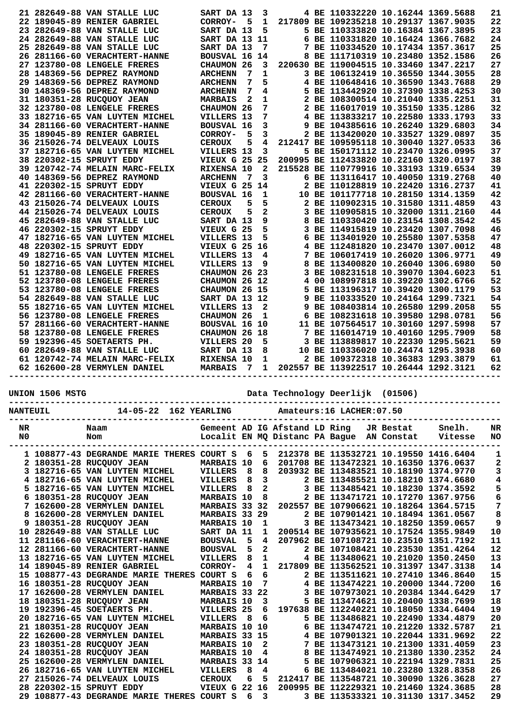| NR | Naam | Gemeent | AD | IG | Afstand | LD | Ring | JR | Bestat | Snelh. | NR |
|---|---|---|---|---|---|---|---|---|---|---|---|
| 21 | 282649-88 VAN STALLE LUC | SART DA | 13 | 3 | 4 | BE | 110332220 | | 10.16244 | 1369.5688 | 21 |
| 22 | 189045-89 RENIER GABRIEL | CORROY- | 5 | 1 | 217809 | BE | 109235218 | | 10.29137 | 1367.9035 | 22 |
| 23 | 282649-88 VAN STALLE LUC | SART DA | 13 | 5 | 5 | BE | 110333820 | | 10.16384 | 1367.3895 | 23 |
| 24 | 282649-88 VAN STALLE LUC | SART DA | 13 | 11 | 6 | BE | 110331820 | | 10.16424 | 1366.7682 | 24 |
| 25 | 282649-88 VAN STALLE LUC | SART DA | 13 | 7 | 7 | BE | 110334520 | | 10.17434 | 1357.3617 | 25 |
| 26 | 281166-60 VERACHTERT-HANNE | BOUSVAL | 16 | 14 | 8 | BE | 111710319 | | 10.23480 | 1352.1586 | 26 |
| 27 | 123780-08 LENGELE FRERES | CHAUMON | 26 | 3 | 220630 | BE | 119004515 | | 10.33460 | 1347.2217 | 27 |
| 28 | 148369-56 DEPREZ RAYMOND | ARCHENN | 7 | 1 | 3 | BE | 106132419 | | 10.36550 | 1344.3055 | 28 |
| 29 | 148369-56 DEPREZ RAYMOND | ARCHENN | 7 | 5 | 4 | BE | 110648416 | | 10.36590 | 1343.7688 | 29 |
| 30 | 148369-56 DEPREZ RAYMOND | ARCHENN | 7 | 4 | 5 | BE | 113442920 | | 10.37390 | 1338.4253 | 30 |
| 31 | 180351-28 RUCQUOY JEAN | MARBAIS | 2 | 1 | 2 | BE | 108300514 | | 10.21040 | 1335.2251 | 31 |
| 32 | 123780-08 LENGELE FRERES | CHAUMON | 26 | 7 | 2 | BE | 116017019 | | 10.35150 | 1335.1286 | 32 |
| 33 | 182716-65 VAN LUYTEN MICHEL | VILLERS | 13 | 7 | 4 | BE | 113833217 | | 10.22580 | 1333.1793 | 33 |
| 34 | 281166-60 VERACHTERT-HANNE | BOUSVAL | 16 | 3 | 9 | BE | 104385616 | | 10.26240 | 1329.6803 | 34 |
| 35 | 189045-89 RENIER GABRIEL | CORROY- | 5 | 3 | 2 | BE | 113420020 | | 10.33527 | 1329.0897 | 35 |
| 36 | 215026-74 DELVEAUX LOUIS | CEROUX | 5 | 4 | 212417 | BE | 109595118 | | 10.30040 | 1327.0533 | 36 |
| 37 | 182716-65 VAN LUYTEN MICHEL | VILLERS | 13 | 3 | 5 | BE | 150171112 | | 10.23470 | 1326.0995 | 37 |
| 38 | 220302-15 SPRUYT EDDY | VIEUX G | 25 | 25 | 200995 | BE | 112433820 | | 10.22160 | 1320.0197 | 38 |
| 39 | 120742-74 MELAIN MARC-FELIX | RIXENSA | 10 | 2 | 215528 | BE | 110779916 | | 10.33193 | 1319.6534 | 39 |
| 40 | 148369-56 DEPREZ RAYMOND | ARCHENN | 7 | 3 | 6 | BE | 113116417 | | 10.40050 | 1319.2768 | 40 |
| 41 | 220302-15 SPRUYT EDDY | VIEUX G | 25 | 14 | 2 | BE | 110128819 | | 10.22420 | 1316.2737 | 41 |
| 42 | 281166-60 VERACHTERT-HANNE | BOUSVAL | 16 | 1 | 10 | BE | 101177718 | | 10.28150 | 1314.1359 | 42 |
| 43 | 215026-74 DELVEAUX LOUIS | CEROUX | 5 | 5 | 2 | BE | 110902315 | | 10.31580 | 1311.4859 | 43 |
| 44 | 215026-74 DELVEAUX LOUIS | CEROUX | 5 | 2 | 3 | BE | 110905815 | | 10.32000 | 1311.2160 | 44 |
| 45 | 282649-88 VAN STALLE LUC | SART DA | 13 | 9 | 8 | BE | 110330420 | | 10.23154 | 1308.3542 | 45 |
| 46 | 220302-15 SPRUYT EDDY | VIEUX G | 25 | 5 | 3 | BE | 114915819 | | 10.23420 | 1307.7098 | 46 |
| 47 | 182716-65 VAN LUYTEN MICHEL | VILLERS | 13 | 5 | 6 | BE | 113401920 | | 10.25580 | 1307.5358 | 47 |
| 48 | 220302-15 SPRUYT EDDY | VIEUX G | 25 | 16 | 4 | BE | 112481820 | | 10.23470 | 1307.0012 | 48 |
| 49 | 182716-65 VAN LUYTEN MICHEL | VILLERS | 13 | 4 | 7 | BE | 106017419 | | 10.26020 | 1306.9771 | 49 |
| 50 | 182716-65 VAN LUYTEN MICHEL | VILLERS | 13 | 9 | 8 | BE | 113400820 | | 10.26040 | 1306.6980 | 50 |
| 51 | 123780-08 LENGELE FRERES | CHAUMON | 26 | 23 | 3 | BE | 108231518 | | 10.39070 | 1304.6023 | 51 |
| 52 | 123780-08 LENGELE FRERES | CHAUMON | 26 | 12 | 4 | 00 | 108997818 | | 10.39220 | 1302.6766 | 52 |
| 53 | 123780-08 LENGELE FRERES | CHAUMON | 26 | 15 | 5 | BE | 113196317 | | 10.39420 | 1300.1179 | 53 |
| 54 | 282649-88 VAN STALLE LUC | SART DA | 13 | 12 | 9 | BE | 110333520 | | 10.24164 | 1299.7321 | 54 |
| 55 | 182716-65 VAN LUYTEN MICHEL | VILLERS | 13 | 2 | 9 | BE | 108403814 | | 10.26580 | 1299.2058 | 55 |
| 56 | 123780-08 LENGELE FRERES | CHAUMON | 26 | 1 | 6 | BE | 108231618 | | 10.39580 | 1298.0781 | 56 |
| 57 | 281166-60 VERACHTERT-HANNE | BOUSVAL | 16 | 10 | 11 | BE | 107564517 | | 10.30160 | 1297.5998 | 57 |
| 58 | 123780-08 LENGELE FRERES | CHAUMON | 26 | 18 | 7 | BE | 116014719 | | 10.40160 | 1295.7909 | 58 |
| 59 | 192396-45 SOETAERTS PH. | VILLERS | 20 | 5 | 3 | BE | 113889817 | | 10.22330 | 1295.5621 | 59 |
| 60 | 282649-88 VAN STALLE LUC | SART DA | 13 | 8 | 10 | BE | 110336020 | | 10.24474 | 1295.3938 | 60 |
| 61 | 120742-74 MELAIN MARC-FELIX | RIXENSA | 10 | 1 | 2 | BE | 109372318 | | 10.36383 | 1293.3879 | 61 |
| 62 | 162600-28 VERMYLEN DANIEL | MARBAIS | 7 | 1 | 202557 | BE | 113922517 | | 10.26444 | 1292.3121 | 62 |

UNION 1506 MSTG — Data Technology Deerlijk (01506)

NANTEUIL — 14-05-22 — 162 YEARLING — Amateurs:16 LACHER:07.50

| NR<br>N0 | Naam<br>Nom | Gemeent<br>Localit | AD<br>EN | IG<br>MQ | Afstand<br>Distanc | LD<br>PA | Ring<br>Bague | JR<br>AN | Bestat<br>Constat | Snelh.<br>Vitesse | NR<br>NO |
|---|---|---|---|---|---|---|---|---|---|---|---|
| 1 | 108877-43 DEGRANDE MARIE THERES | COURT S | 6 | 5 | 212378 | BE | 113532721 | | 10.19550 | 1416.6404 | 1 |
| 2 | 180351-28 RUCQUOY JEAN | MARBAIS | 10 | 6 | 201708 | BE | 113472321 | | 10.16350 | 1376.0637 | 2 |
| 3 | 182716-65 VAN LUYTEN MICHEL | VILLERS | 8 | 8 | 203932 | BE | 113483521 | | 10.18190 | 1374.9770 | 3 |
| 4 | 182716-65 VAN LUYTEN MICHEL | VILLERS | 8 | 3 | 2 | BE | 113485521 | | 10.18210 | 1374.6680 | 4 |
| 5 | 182716-65 VAN LUYTEN MICHEL | VILLERS | 8 | 2 | 3 | BE | 113485421 | | 10.18230 | 1374.3592 | 5 |
| 6 | 180351-28 RUCQUOY JEAN | MARBAIS | 10 | 8 | 2 | BE | 113471321 | | 10.17270 | 1367.9756 | 6 |
| 7 | 162600-28 VERMYLEN DANIEL | MARBAIS | 33 | 32 | 202557 | BE | 107906621 | | 10.18264 | 1364.5715 | 7 |
| 8 | 162600-28 VERMYLEN DANIEL | MARBAIS | 33 | 29 | 2 | BE | 107901421 | | 10.18494 | 1361.0567 | 8 |
| 9 | 180351-28 RUCQUOY JEAN | MARBAIS | 10 | 1 | 3 | BE | 113473421 | | 10.18250 | 1359.0657 | 9 |
| 10 | 282649-88 VAN STALLE LUC | SART DA | 11 | 1 | 200514 | BE | 107935621 | | 10.17524 | 1355.9849 | 10 |
| 11 | 281166-60 VERACHTERT-HANNE | BOUSVAL | 5 | 4 | 207962 | BE | 107108721 | | 10.23510 | 1351.7192 | 11 |
| 12 | 281166-60 VERACHTERT-HANNE | BOUSVAL | 5 | 2 | 2 | BE | 107108421 | | 10.23530 | 1351.4264 | 12 |
| 13 | 182716-65 VAN LUYTEN MICHEL | VILLERS | 8 | 1 | 4 | BE | 113480621 | | 10.21020 | 1350.2450 | 13 |
| 14 | 189045-89 RENIER GABRIEL | CORROY- | 4 | 1 | 217809 | BE | 113562521 | | 10.31397 | 1347.3138 | 14 |
| 15 | 108877-43 DEGRANDE MARIE THERES | COURT S | 6 | 6 | 2 | BE | 113511621 | | 10.27410 | 1346.8640 | 15 |
| 16 | 180351-28 RUCQUOY JEAN | MARBAIS | 10 | 7 | 4 | BE | 113474221 | | 10.20000 | 1344.7200 | 16 |
| 17 | 162600-28 VERMYLEN DANIEL | MARBAIS | 33 | 22 | 3 | BE | 107973021 | | 10.20384 | 1344.6429 | 17 |
| 18 | 180351-28 RUCQUOY JEAN | MARBAIS | 10 | 3 | 5 | BE | 113474621 | | 10.20400 | 1338.7699 | 18 |
| 19 | 192396-45 SOETAERTS PH. | VILLERS | 25 | 6 | 197638 | BE | 112240221 | | 10.18050 | 1334.6404 | 19 |
| 20 | 182716-65 VAN LUYTEN MICHEL | VILLERS | 8 | 6 | 5 | BE | 113486821 | | 10.22490 | 1334.4879 | 20 |
| 21 | 180351-28 RUCQUOY JEAN | MARBAIS | 10 | 10 | 6 | BE | 113474721 | | 10.21220 | 1332.5787 | 21 |
| 22 | 162600-28 VERMYLEN DANIEL | MARBAIS | 33 | 15 | 4 | BE | 107901321 | | 10.22044 | 1331.9692 | 22 |
| 23 | 180351-28 RUCQUOY JEAN | MARBAIS | 10 | 2 | 7 | BE | 113473121 | | 10.21300 | 1331.4059 | 23 |
| 24 | 180351-28 RUCQUOY JEAN | MARBAIS | 10 | 4 | 8 | BE | 113474921 | | 10.21380 | 1330.2352 | 24 |
| 25 | 162600-28 VERMYLEN DANIEL | MARBAIS | 33 | 14 | 5 | BE | 107906321 | | 10.22194 | 1329.7831 | 25 |
| 26 | 182716-65 VAN LUYTEN MICHEL | VILLERS | 8 | 4 | 6 | BE | 113484021 | | 10.23280 | 1328.8358 | 26 |
| 27 | 215026-74 DELVEAUX LOUIS | CEROUX | 6 | 5 | 212417 | BE | 113548721 | | 10.30090 | 1326.3628 | 27 |
| 28 | 220302-15 SPRUYT EDDY | VIEUX G | 22 | 16 | 200995 | BE | 112229321 | | 10.21460 | 1324.3685 | 28 |
| 29 | 108877-43 DEGRANDE MARIE THERES | COURT S | 6 | 3 | 3 | BE | 113533321 | | 10.31130 | 1317.3452 | 29 |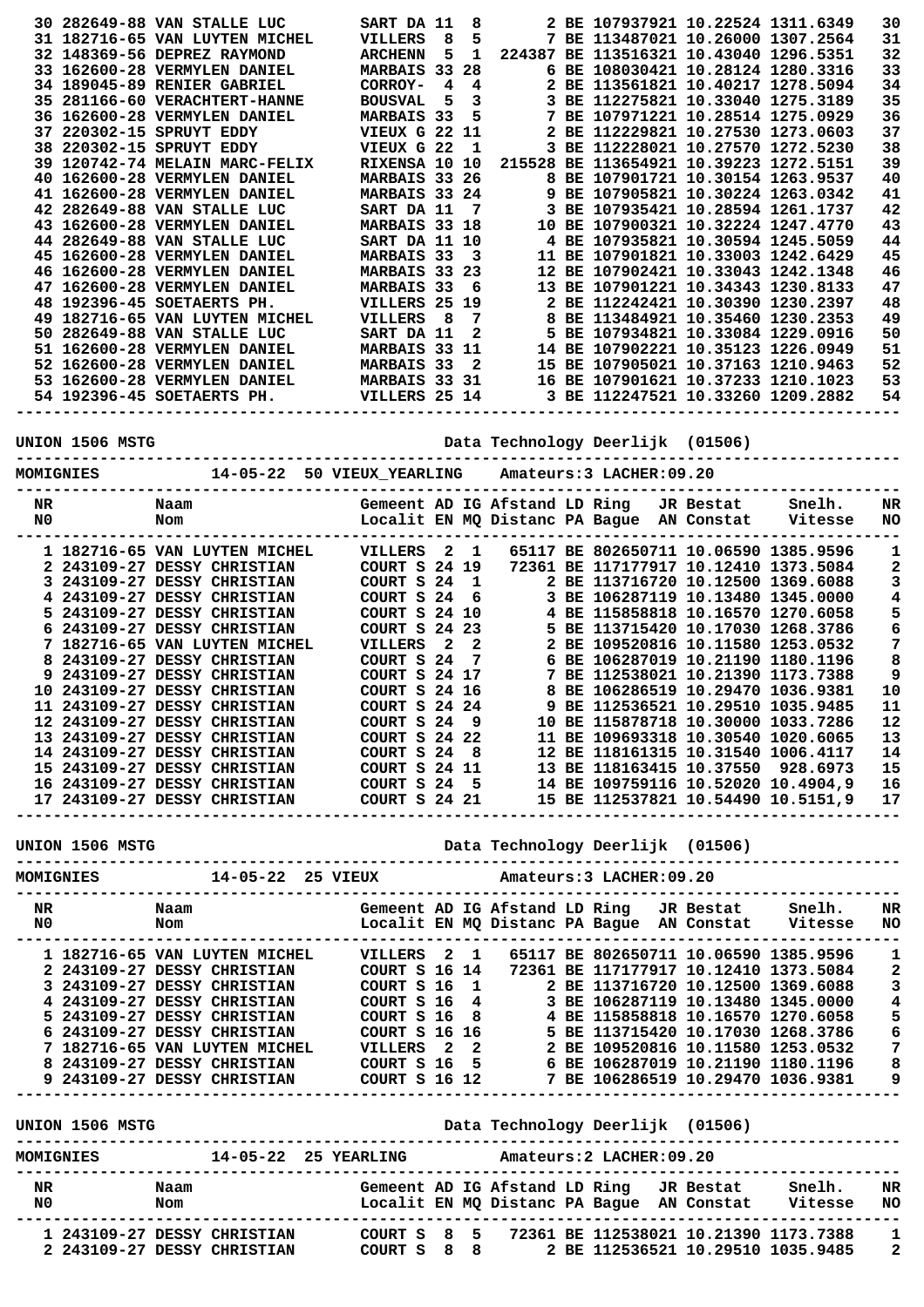| NR | Naam | Gemeent | AD | IG | Afstand | LD | Ring | JR | Bestat | Snelh. | NR |
|---|---|---|---|---|---|---|---|---|---|---|---|
| 30 | 282649-88 VAN STALLE LUC | SART DA | 11 | 8 | 2 | BE | 1079379 | 21 | 10.22524 | 1311.6349 | 30 |
| 31 | 182716-65 VAN LUYTEN MICHEL | VILLERS | 8 | 5 | 7 | BE | 1134870 | 21 | 10.26000 | 1307.2564 | 31 |
| 32 | 148369-56 DEPREZ RAYMOND | ARCHENN | 5 | 1 | 224387 | BE | 1135163 | 21 | 10.43040 | 1296.5351 | 32 |
| 33 | 162600-28 VERMYLEN DANIEL | MARBAIS | 33 | 28 | 6 | BE | 1080304 | 21 | 10.28124 | 1280.3316 | 33 |
| 34 | 189045-89 RENIER GABRIEL | CORROY- | 4 | 4 | 2 | BE | 1135618 | 21 | 10.40217 | 1278.5094 | 34 |
| 35 | 281166-60 VERACHTERT-HANNE | BOUSVAL | 5 | 3 | 3 | BE | 1122758 | 21 | 10.33040 | 1275.3189 | 35 |
| 36 | 162600-28 VERMYLEN DANIEL | MARBAIS | 33 | 5 | 7 | BE | 1079712 | 21 | 10.28514 | 1275.0929 | 36 |
| 37 | 220302-15 SPRUYT EDDY | VIEUX G | 22 | 11 | 2 | BE | 1122298 | 21 | 10.27530 | 1273.0603 | 37 |
| 38 | 220302-15 SPRUYT EDDY | VIEUX G | 22 | 1 | 3 | BE | 1122280 | 21 | 10.27570 | 1272.5230 | 38 |
| 39 | 120742-74 MELAIN MARC-FELIX | RIXENSA | 10 | 10 | 215528 | BE | 1136549 | 21 | 10.39223 | 1272.5151 | 39 |
| 40 | 162600-28 VERMYLEN DANIEL | MARBAIS | 33 | 26 | 8 | BE | 1079017 | 21 | 10.30154 | 1263.9537 | 40 |
| 41 | 162600-28 VERMYLEN DANIEL | MARBAIS | 33 | 24 | 9 | BE | 1079058 | 21 | 10.30224 | 1263.0342 | 41 |
| 42 | 282649-88 VAN STALLE LUC | SART DA | 11 | 7 | 3 | BE | 1079354 | 21 | 10.28594 | 1261.1737 | 42 |
| 43 | 162600-28 VERMYLEN DANIEL | MARBAIS | 33 | 18 | 10 | BE | 1079003 | 21 | 10.32224 | 1247.4770 | 43 |
| 44 | 282649-88 VAN STALLE LUC | SART DA | 11 | 10 | 4 | BE | 1079358 | 21 | 10.30594 | 1245.5059 | 44 |
| 45 | 162600-28 VERMYLEN DANIEL | MARBAIS | 33 | 3 | 11 | BE | 1079018 | 21 | 10.33003 | 1242.6429 | 45 |
| 46 | 162600-28 VERMYLEN DANIEL | MARBAIS | 33 | 23 | 12 | BE | 1079024 | 21 | 10.33043 | 1242.1348 | 46 |
| 47 | 162600-28 VERMYLEN DANIEL | MARBAIS | 33 | 6 | 13 | BE | 1079012 | 21 | 10.34343 | 1230.8133 | 47 |
| 48 | 192396-45 SOETAERTS PH. | VILLERS | 25 | 19 | 2 | BE | 1122424 | 21 | 10.30390 | 1230.2397 | 48 |
| 49 | 182716-65 VAN LUYTEN MICHEL | VILLERS | 8 | 7 | 8 | BE | 1134849 | 21 | 10.35460 | 1230.2353 | 49 |
| 50 | 282649-88 VAN STALLE LUC | SART DA | 11 | 2 | 5 | BE | 1079348 | 21 | 10.33084 | 1229.0916 | 50 |
| 51 | 162600-28 VERMYLEN DANIEL | MARBAIS | 33 | 11 | 14 | BE | 1079022 | 21 | 10.35123 | 1226.0949 | 51 |
| 52 | 162600-28 VERMYLEN DANIEL | MARBAIS | 33 | 2 | 15 | BE | 1079050 | 21 | 10.37163 | 1210.9463 | 52 |
| 53 | 162600-28 VERMYLEN DANIEL | MARBAIS | 33 | 31 | 16 | BE | 1079016 | 21 | 10.37233 | 1210.1023 | 53 |
| 54 | 192396-45 SOETAERTS PH. | VILLERS | 25 | 14 | 3 | BE | 1122475 | 21 | 10.33260 | 1209.2882 | 54 |

UNION 1506 MSTG — Data Technology Deerlijk (01506)

MOMIGNIES 14-05-22 50 VIEUX_YEARLING Amateurs:3 LACHER:09.20

| NR<br>N0 | Naam<br>Nom | Gemeent<br>Localit | AD<br>EN | IG<br>MQ | Afstand<br>Distanc | LD<br>PA | Ring<br>Bague | JR<br>AN | Bestat<br>Constat | Snelh.<br>Vitesse | NR<br>NO |
|---|---|---|---|---|---|---|---|---|---|---|---|
| 1 | 182716-65 VAN LUYTEN MICHEL | VILLERS | 2 | 1 | 65117 | BE | 8026507 | 11 | 10.06590 | 1385.9596 | 1 |
| 2 | 243109-27 DESSY CHRISTIAN | COURT S | 24 | 19 | 72361 | BE | 1171779 | 17 | 10.12410 | 1373.5084 | 2 |
| 3 | 243109-27 DESSY CHRISTIAN | COURT S | 24 | 1 | 2 | BE | 1137167 | 20 | 10.12500 | 1369.6088 | 3 |
| 4 | 243109-27 DESSY CHRISTIAN | COURT S | 24 | 6 | 3 | BE | 1062871 | 19 | 10.13480 | 1345.0000 | 4 |
| 5 | 243109-27 DESSY CHRISTIAN | COURT S | 24 | 10 | 4 | BE | 1158588 | 18 | 10.16570 | 1270.6058 | 5 |
| 6 | 243109-27 DESSY CHRISTIAN | COURT S | 24 | 23 | 5 | BE | 1137154 | 20 | 10.17030 | 1268.3786 | 6 |
| 7 | 182716-65 VAN LUYTEN MICHEL | VILLERS | 2 | 2 | 2 | BE | 1095208 | 16 | 10.11580 | 1253.0532 | 7 |
| 8 | 243109-27 DESSY CHRISTIAN | COURT S | 24 | 7 | 6 | BE | 1062870 | 19 | 10.21190 | 1180.1196 | 8 |
| 9 | 243109-27 DESSY CHRISTIAN | COURT S | 24 | 17 | 7 | BE | 1125380 | 21 | 10.21390 | 1173.7388 | 9 |
| 10 | 243109-27 DESSY CHRISTIAN | COURT S | 24 | 16 | 8 | BE | 1062865 | 19 | 10.29470 | 1036.9381 | 10 |
| 11 | 243109-27 DESSY CHRISTIAN | COURT S | 24 | 24 | 9 | BE | 1125365 | 21 | 10.29510 | 1035.9485 | 11 |
| 12 | 243109-27 DESSY CHRISTIAN | COURT S | 24 | 9 | 10 | BE | 1158787 | 18 | 10.30000 | 1033.7286 | 12 |
| 13 | 243109-27 DESSY CHRISTIAN | COURT S | 24 | 22 | 11 | BE | 1096933 | 18 | 10.30540 | 1020.6065 | 13 |
| 14 | 243109-27 DESSY CHRISTIAN | COURT S | 24 | 8 | 12 | BE | 1181613 | 15 | 10.31540 | 1006.4117 | 14 |
| 15 | 243109-27 DESSY CHRISTIAN | COURT S | 24 | 11 | 13 | BE | 1181634 | 15 | 10.37550 | 928.6973 | 15 |
| 16 | 243109-27 DESSY CHRISTIAN | COURT S | 24 | 5 | 14 | BE | 1097591 | 16 | 10.52020 | 10.4904,9 | 16 |
| 17 | 243109-27 DESSY CHRISTIAN | COURT S | 24 | 21 | 15 | BE | 1125378 | 21 | 10.54490 | 10.5151,9 | 17 |

UNION 1506 MSTG — Data Technology Deerlijk (01506)

MOMIGNIES 14-05-22 25 VIEUX Amateurs:3 LACHER:09.20

| NR<br>N0 | Naam<br>Nom | Gemeent<br>Localit | AD<br>EN | IG<br>MQ | Afstand<br>Distanc | LD<br>PA | Ring<br>Bague | JR<br>AN | Bestat<br>Constat | Snelh.<br>Vitesse | NR<br>NO |
|---|---|---|---|---|---|---|---|---|---|---|---|
| 1 | 182716-65 VAN LUYTEN MICHEL | VILLERS | 2 | 1 | 65117 | BE | 8026507 | 11 | 10.06590 | 1385.9596 | 1 |
| 2 | 243109-27 DESSY CHRISTIAN | COURT S | 16 | 14 | 72361 | BE | 1171779 | 17 | 10.12410 | 1373.5084 | 2 |
| 3 | 243109-27 DESSY CHRISTIAN | COURT S | 16 | 1 | 2 | BE | 1137167 | 20 | 10.12500 | 1369.6088 | 3 |
| 4 | 243109-27 DESSY CHRISTIAN | COURT S | 16 | 4 | 3 | BE | 1062871 | 19 | 10.13480 | 1345.0000 | 4 |
| 5 | 243109-27 DESSY CHRISTIAN | COURT S | 16 | 8 | 4 | BE | 1158588 | 18 | 10.16570 | 1270.6058 | 5 |
| 6 | 243109-27 DESSY CHRISTIAN | COURT S | 16 | 16 | 5 | BE | 1137154 | 20 | 10.17030 | 1268.3786 | 6 |
| 7 | 182716-65 VAN LUYTEN MICHEL | VILLERS | 2 | 2 | 2 | BE | 1095208 | 16 | 10.11580 | 1253.0532 | 7 |
| 8 | 243109-27 DESSY CHRISTIAN | COURT S | 16 | 5 | 6 | BE | 1062870 | 19 | 10.21190 | 1180.1196 | 8 |
| 9 | 243109-27 DESSY CHRISTIAN | COURT S | 16 | 12 | 7 | BE | 1062865 | 19 | 10.29470 | 1036.9381 | 9 |

UNION 1506 MSTG — Data Technology Deerlijk (01506)

MOMIGNIES 14-05-22 25 YEARLING Amateurs:2 LACHER:09.20

| NR<br>N0 | Naam<br>Nom | Gemeent<br>Localit | AD<br>EN | IG<br>MQ | Afstand<br>Distanc | LD<br>PA | Ring<br>Bague | JR<br>AN | Bestat<br>Constat | Snelh.<br>Vitesse | NR<br>NO |
|---|---|---|---|---|---|---|---|---|---|---|---|
| 1 | 243109-27 DESSY CHRISTIAN | COURT S | 8 | 5 | 72361 | BE | 1125380 | 21 | 10.21390 | 1173.7388 | 1 |
| 2 | 243109-27 DESSY CHRISTIAN | COURT S | 8 | 8 | 2 | BE | 1125365 | 21 | 10.29510 | 1035.9485 | 2 |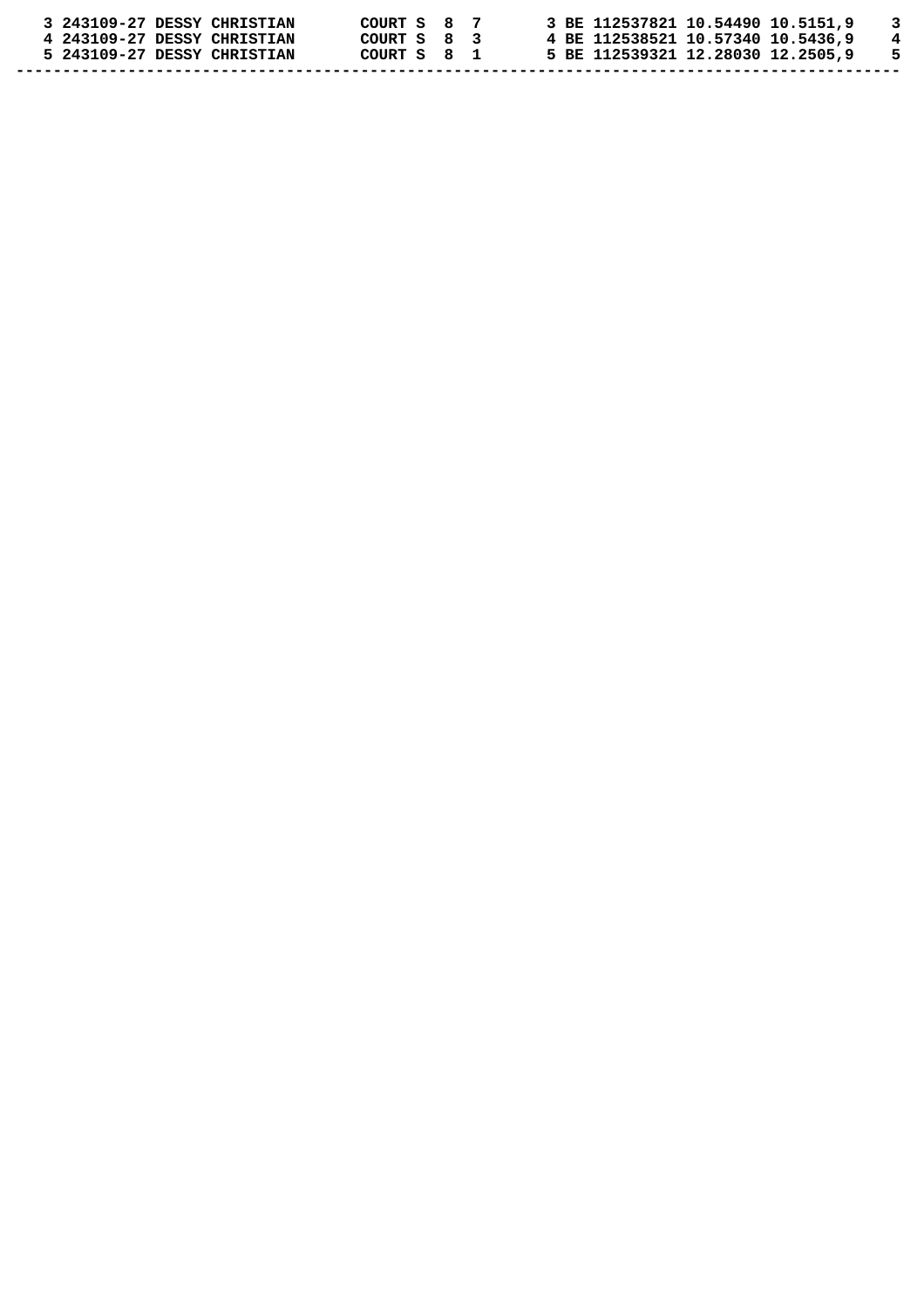```
 3 243109-27 DESSY CHRISTIAN       COURT S  8  7       3 BE 112537821 10.54490 10.5151,9    3
 4 243109-27 DESSY CHRISTIAN       COURT S  8  3       4 BE 112538521 10.57340 10.5436,9    4
 5 243109-27 DESSY CHRISTIAN       COURT S  8  1       5 BE 112539321 12.28030 12.2505,9    5
------------------------------------------------------------------------------------------------
```